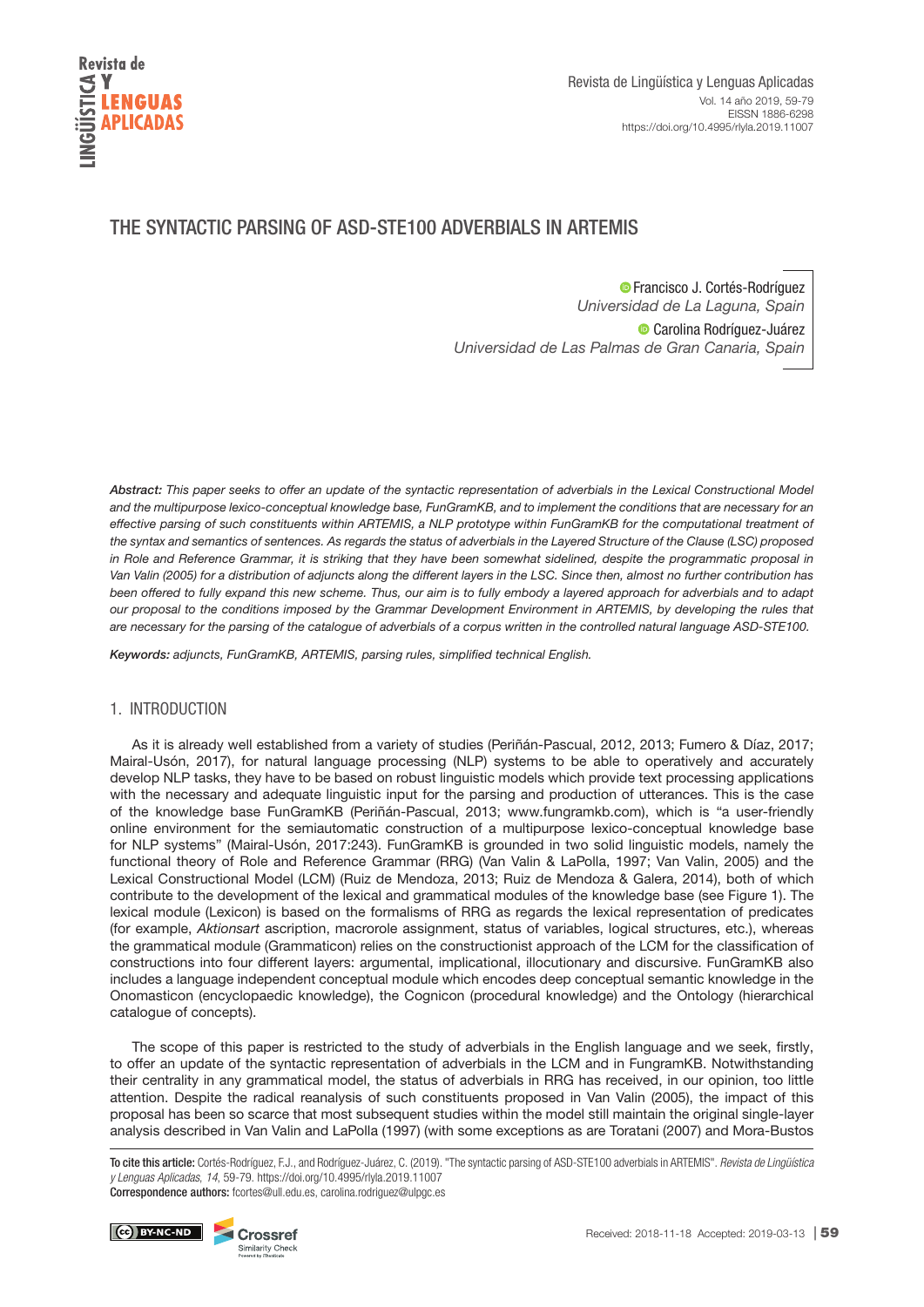# THE SYNTACTIC PARSING OF ASD-STE100 ADVERBIALS IN ARTEMIS

Francisco J. Cortés-Rodríguez
*Universidad de La Laguna, Spain*

Carolina Rodríguez-Juárez
*Universidad de Las Palmas de Gran Canaria, Spain*

***Abstract:*** *This paper seeks to offer an update of the syntactic representation of adverbials in the Lexical Constructional Model and the multipurpose lexico-conceptual knowledge base, FunGramKB, and to implement the conditions that are necessary for an effective parsing of such constituents within ARTEMIS, a NLP prototype within FunGramKB for the computational treatment of the syntax and semantics of sentences. As regards the status of adverbials in the Layered Structure of the Clause (LSC) proposed in Role and Reference Grammar, it is striking that they have been somewhat sidelined, despite the programmatic proposal in Van Valin (2005) for a distribution of adjuncts along the different layers in the LSC. Since then, almost no further contribution has been offered to fully expand this new scheme. Thus, our aim is to fully embody a layered approach for adverbials and to adapt our proposal to the conditions imposed by the Grammar Development Environment in ARTEMIS, by developing the rules that are necessary for the parsing of the catalogue of adverbials of a corpus written in the controlled natural language ASD-STE100.*

***Keywords:*** *adjuncts, FunGramKB, ARTEMIS, parsing rules, simplified technical English.*

## 1. INTRODUCTION

As it is already well established from a variety of studies (Periñán-Pascual, 2012, 2013; Fumero & Díaz, 2017; Mairal-Usón, 2017), for natural language processing (NLP) systems to be able to operatively and accurately develop NLP tasks, they have to be based on robust linguistic models which provide text processing applications with the necessary and adequate linguistic input for the parsing and production of utterances. This is the case of the knowledge base FunGramKB (Periñán-Pascual, 2013; www.fungramkb.com), which is "a user-friendly online environment for the semiautomatic construction of a multipurpose lexico-conceptual knowledge base for NLP systems" (Mairal-Usón, 2017:243). FunGramKB is grounded in two solid linguistic models, namely the functional theory of Role and Reference Grammar (RRG) (Van Valin & LaPolla, 1997; Van Valin, 2005) and the Lexical Constructional Model (LCM) (Ruiz de Mendoza, 2013; Ruiz de Mendoza & Galera, 2014), both of which contribute to the development of the lexical and grammatical modules of the knowledge base (see Figure 1). The lexical module (Lexicon) is based on the formalisms of RRG as regards the lexical representation of predicates (for example, *Aktionsart* ascription, macrorole assignment, status of variables, logical structures, etc.), whereas the grammatical module (Grammaticon) relies on the constructionist approach of the LCM for the classification of constructions into four different layers: argumental, implicational, illocutionary and discursive. FunGramKB also includes a language independent conceptual module which encodes deep conceptual semantic knowledge in the Onomasticon (encyclopaedic knowledge), the Cognicon (procedural knowledge) and the Ontology (hierarchical catalogue of concepts).

The scope of this paper is restricted to the study of adverbials in the English language and we seek, firstly, to offer an update of the syntactic representation of adverbials in the LCM and in FungramKB. Notwithstanding their centrality in any grammatical model, the status of adverbials in RRG has received, in our opinion, too little attention. Despite the radical reanalysis of such constituents proposed in Van Valin (2005), the impact of this proposal has been so scarce that most subsequent studies within the model still maintain the original single-layer analysis described in Van Valin and LaPolla (1997) (with some exceptions as are Toratani (2007) and Mora-Bustos

**To cite this article:** Cortés-Rodríguez, F.J., and Rodríguez-Juárez, C. (2019). "The syntactic parsing of ASD-STE100 adverbials in ARTEMIS". *Revista de Lingüística y Lenguas Aplicadas, 14,* 59-79. https://doi.org/10.4995/rlyla.2019.11007
**Correspondence authors:** fcortes@ull.edu.es, carolina.rodriguez@ulpgc.es

Received: 2018-11-18 Accepted: 2019-03-13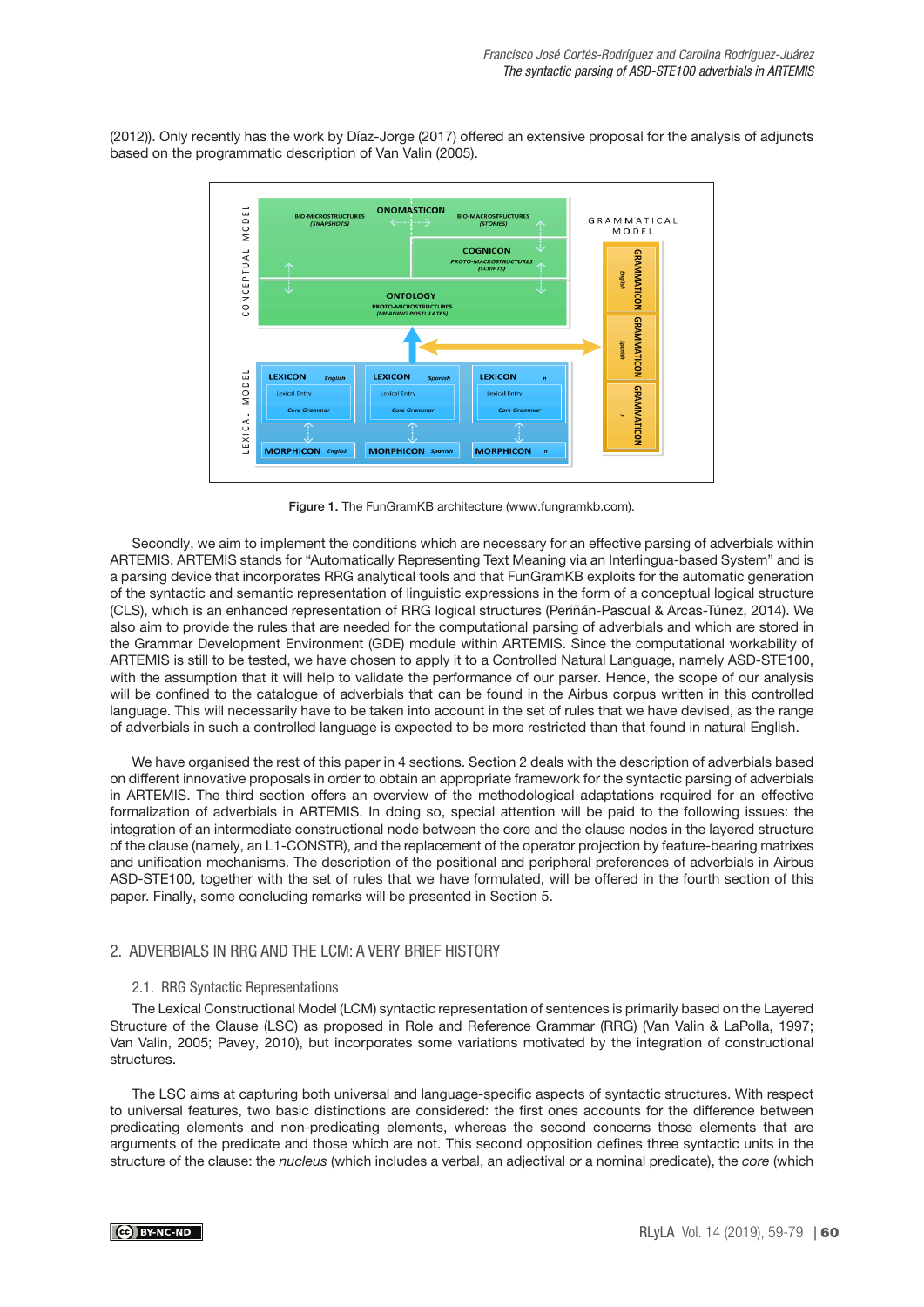(2012)). Only recently has the work by Díaz-Jorge (2017) offered an extensive proposal for the analysis of adjuncts based on the programmatic description of Van Valin (2005).

Figure 1. The FunGramKB architecture (www.fungramkb.com).

Secondly, we aim to implement the conditions which are necessary for an effective parsing of adverbials within ARTEMIS. ARTEMIS stands for “Automatically Representing Text Meaning via an Interlingua-based System” and is a parsing device that incorporates RRG analytical tools and that FunGramKB exploits for the automatic generation of the syntactic and semantic representation of linguistic expressions in the form of a conceptual logical structure (CLS), which is an enhanced representation of RRG logical structures (Periñán-Pascual & Arcas-Túnez, 2014). We also aim to provide the rules that are needed for the computational parsing of adverbials and which are stored in the Grammar Development Environment (GDE) module within ARTEMIS. Since the computational workability of ARTEMIS is still to be tested, we have chosen to apply it to a Controlled Natural Language, namely ASD-STE100, with the assumption that it will help to validate the performance of our parser. Hence, the scope of our analysis will be confined to the catalogue of adverbials that can be found in the Airbus corpus written in this controlled language. This will necessarily have to be taken into account in the set of rules that we have devised, as the range of adverbials in such a controlled language is expected to be more restricted than that found in natural English.

We have organised the rest of this paper in 4 sections. Section 2 deals with the description of adverbials based on different innovative proposals in order to obtain an appropriate framework for the syntactic parsing of adverbials in ARTEMIS. The third section offers an overview of the methodological adaptations required for an effective formalization of adverbials in ARTEMIS. In doing so, special attention will be paid to the following issues: the integration of an intermediate constructional node between the core and the clause nodes in the layered structure of the clause (namely, an L1-CONSTR), and the replacement of the operator projection by feature-bearing matrixes and unification mechanisms. The description of the positional and peripheral preferences of adverbials in Airbus ASD-STE100, together with the set of rules that we have formulated, will be offered in the fourth section of this paper. Finally, some concluding remarks will be presented in Section 5.

## 2. ADVERBIALS IN RRG AND THE LCM: A VERY BRIEF HISTORY

### 2.1. RRG Syntactic Representations

The Lexical Constructional Model (LCM) syntactic representation of sentences is primarily based on the Layered Structure of the Clause (LSC) as proposed in Role and Reference Grammar (RRG) (Van Valin & LaPolla, 1997; Van Valin, 2005; Pavey, 2010), but incorporates some variations motivated by the integration of constructional structures.

The LSC aims at capturing both universal and language-specific aspects of syntactic structures. With respect to universal features, two basic distinctions are considered: the first ones accounts for the difference between predicating elements and non-predicating elements, whereas the second concerns those elements that are arguments of the predicate and those which are not. This second opposition defines three syntactic units in the structure of the clause: the *nucleus* (which includes a verbal, an adjectival or a nominal predicate), the *core* (which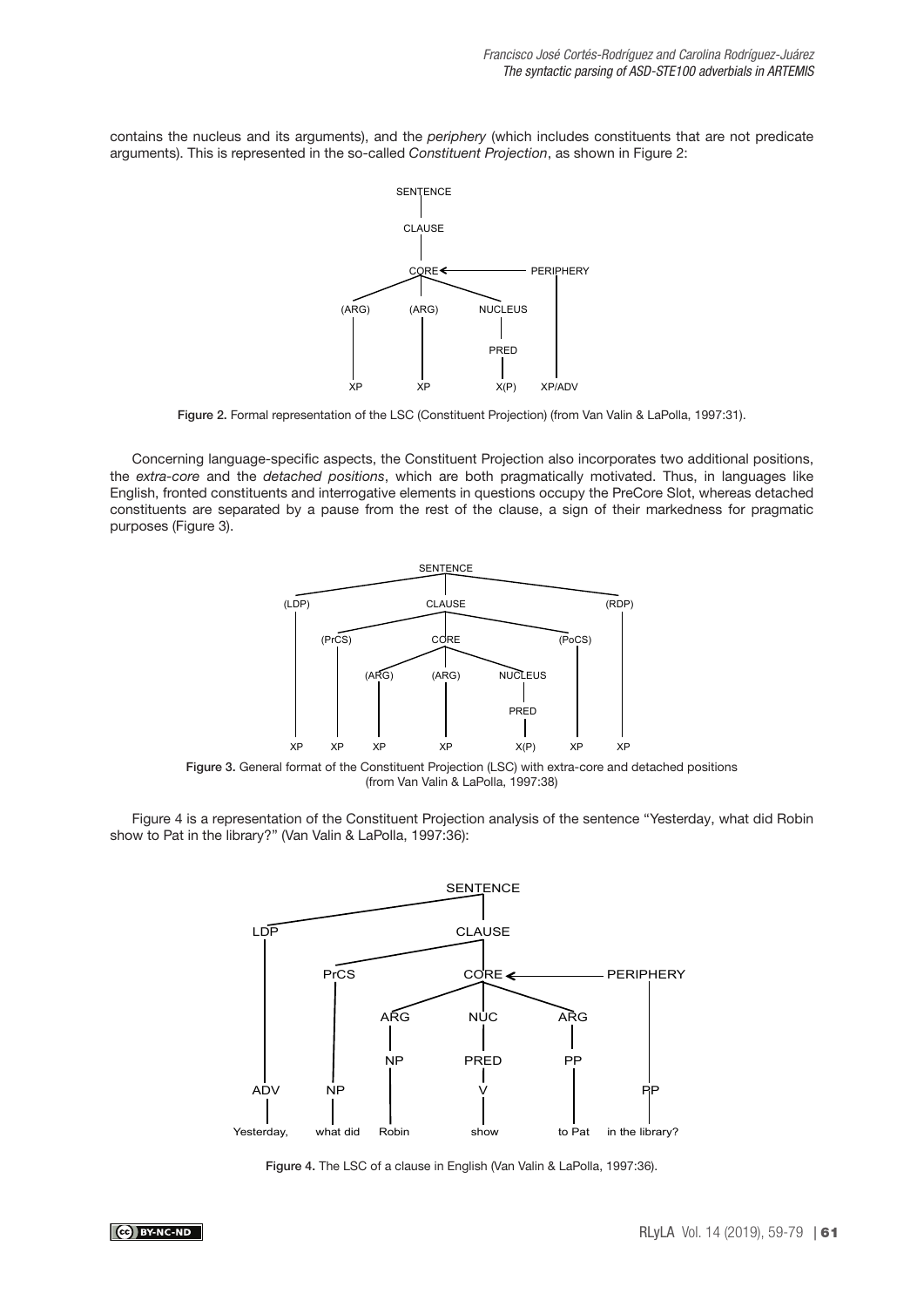contains the nucleus and its arguments), and the *periphery* (which includes constituents that are not predicate arguments). This is represented in the so-called *Constituent Projection*, as shown in Figure 2:

Figure 2. Formal representation of the LSC (Constituent Projection) (from Van Valin & LaPolla, 1997:31).

Concerning language-specific aspects, the Constituent Projection also incorporates two additional positions, the *extra-core* and the *detached positions*, which are both pragmatically motivated. Thus, in languages like English, fronted constituents and interrogative elements in questions occupy the PreCore Slot, whereas detached constituents are separated by a pause from the rest of the clause, a sign of their markedness for pragmatic purposes (Figure 3).

Figure 3. General format of the Constituent Projection (LSC) with extra-core and detached positions (from Van Valin & LaPolla, 1997:38)

Figure 4 is a representation of the Constituent Projection analysis of the sentence "Yesterday, what did Robin show to Pat in the library?" (Van Valin & LaPolla, 1997:36):

Figure 4. The LSC of a clause in English (Van Valin & LaPolla, 1997:36).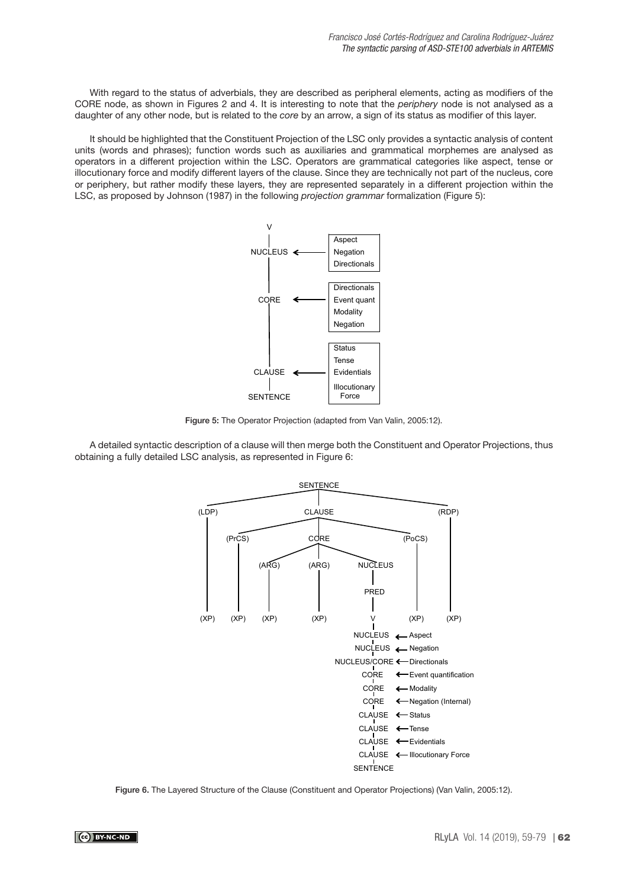With regard to the status of adverbials, they are described as peripheral elements, acting as modifiers of the CORE node, as shown in Figures 2 and 4. It is interesting to note that the *periphery* node is not analysed as a daughter of any other node, but is related to the *core* by an arrow, a sign of its status as modifier of this layer.

It should be highlighted that the Constituent Projection of the LSC only provides a syntactic analysis of content units (words and phrases); function words such as auxiliaries and grammatical morphemes are analysed as operators in a different projection within the LSC. Operators are grammatical categories like aspect, tense or illocutionary force and modify different layers of the clause. Since they are technically not part of the nucleus, core or periphery, but rather modify these layers, they are represented separately in a different projection within the LSC, as proposed by Johnson (1987) in the following *projection grammar* formalization (Figure 5):

```
V
|
NUCLEUS  <------  [ Aspect
                    Negation
                    Directionals ]
|
CORE     <------  [ Directionals
                    Event quant
                    Modality
                    Negation ]
|
CLAUSE   <------  [ Status
                    Tense
                    Evidentials
                    Illocutionary Force ]
|
SENTENCE
```

**Figure 5:** The Operator Projection (adapted from Van Valin, 2005:12).

A detailed syntactic description of a clause will then merge both the Constituent and Operator Projections, thus obtaining a fully detailed LSC analysis, as represented in Figure 6:

```
                              SENTENCE
        ________________________|________________________
       |                        |                        |
     (LDP)                    CLAUSE                   (RDP)
       |          ______________|______________          |
       |         |              |              |         |
       |       (PrCS)          CORE          (PoCS)      |
       |         |       _______|_______       |         |
       |         |      |       |       |      |         |
       |         |    (ARG)   (ARG)  NUCLEUS   |         |
       |         |      |       |       |      |         |
       |         |      |       |     PRED     |         |
       |         |      |       |       |      |         |
     (XP)      (XP)   (XP)    (XP)      V    (XP)      (XP)
                                        |
                                     NUCLEUS       <-- Aspect
                                     NUCLEUS       <-- Negation
                                     NUCLEUS/CORE  <-- Directionals
                                     CORE          <-- Event quantification
                                     CORE          <-- Modality
                                     CORE          <-- Negation (Internal)
                                     CLAUSE        <-- Status
                                     CLAUSE        <-- Tense
                                     CLAUSE        <-- Evidentials
                                     CLAUSE        <-- Illocutionary Force
                                     SENTENCE
```

**Figure 6.** The Layered Structure of the Clause (Constituent and Operator Projections) (Van Valin, 2005:12).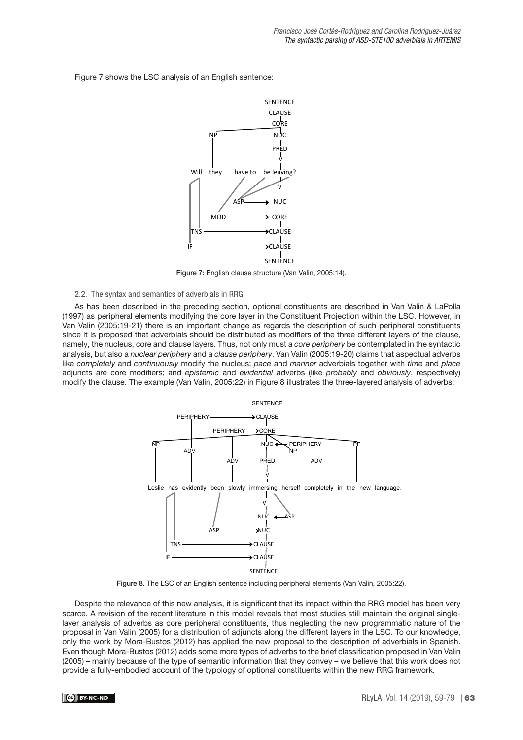Figure 7 shows the LSC analysis of an English sentence:

Figure 7: English clause structure (Van Valin, 2005:14).

### 2.2. The syntax and semantics of adverbials in RRG

As has been described in the preceding section, optional constituents are described in Van Valin & LaPolla (1997) as peripheral elements modifying the core layer in the Constituent Projection within the LSC. However, in Van Valin (2005:19-21) there is an important change as regards the description of such peripheral constituents since it is proposed that adverbials should be distributed as modifiers of the three different layers of the clause, namely, the nucleus, core and clause layers. Thus, not only must a *core periphery* be contemplated in the syntactic analysis, but also a *nuclear periphery* and a *clause periphery*. Van Valin (2005:19-20) claims that aspectual adverbs like *completely* and *continuously* modify the nucleus; *pace* and *manner* adverbials together with *time* and *place* adjuncts are core modifiers; and *epistemic* and *evidential* adverbs (like *probably* and *obviously*, respectively) modify the clause. The example (Van Valin, 2005:22) in Figure 8 illustrates the three-layered analysis of adverbs:

Figure 8. The LSC of an English sentence including peripheral elements (Van Valin, 2005:22).

Despite the relevance of this new analysis, it is significant that its impact within the RRG model has been very scarce. A revision of the recent literature in this model reveals that most studies still maintain the original single-layer analysis of adverbs as core peripheral constituents, thus neglecting the new programmatic nature of the proposal in Van Valin (2005) for a distribution of adjuncts along the different layers in the LSC. To our knowledge, only the work by Mora-Bustos (2012) has applied the new proposal to the description of adverbials in Spanish. Even though Mora-Bustos (2012) adds some more types of adverbs to the brief classification proposed in Van Valin (2005) – mainly because of the type of semantic information that they convey – we believe that this work does not provide a fully-embodied account of the typology of optional constituents within the new RRG framework.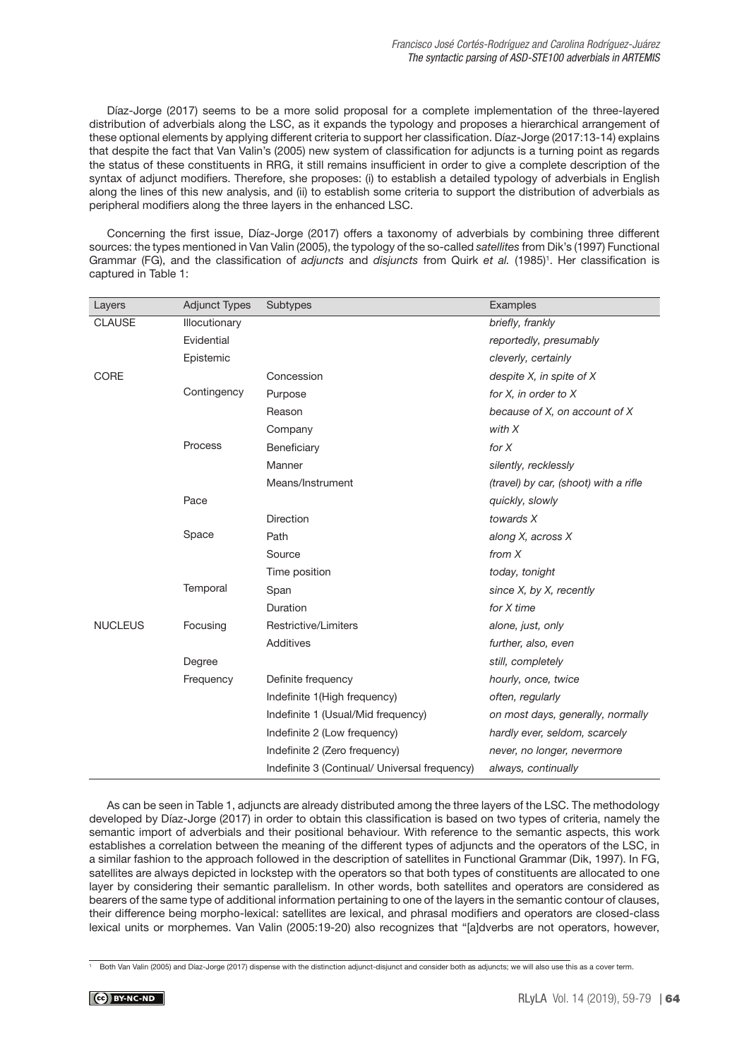Díaz-Jorge (2017) seems to be a more solid proposal for a complete implementation of the three-layered distribution of adverbials along the LSC, as it expands the typology and proposes a hierarchical arrangement of these optional elements by applying different criteria to support her classification. Díaz-Jorge (2017:13-14) explains that despite the fact that Van Valin's (2005) new system of classification for adjuncts is a turning point as regards the status of these constituents in RRG, it still remains insufficient in order to give a complete description of the syntax of adjunct modifiers. Therefore, she proposes: (i) to establish a detailed typology of adverbials in English along the lines of this new analysis, and (ii) to establish some criteria to support the distribution of adverbials as peripheral modifiers along the three layers in the enhanced LSC.

Concerning the first issue, Díaz-Jorge (2017) offers a taxonomy of adverbials by combining three different sources: the types mentioned in Van Valin (2005), the typology of the so-called *satellites* from Dik's (1997) Functional Grammar (FG), and the classification of *adjuncts* and *disjuncts* from Quirk *et al.* (1985)[1]. Her classification is captured in Table 1:

| Layers | Adjunct Types | Subtypes | Examples |
|---|---|---|---|
| CLAUSE | Illocutionary | | *briefly, frankly* |
| | Evidential | | *reportedly, presumably* |
| | Epistemic | | *cleverly, certainly* |
| CORE | | Concession | *despite X, in spite of X* |
| | Contingency | Purpose | *for X, in order to X* |
| | | Reason | *because of X, on account of X* |
| | | Company | *with X* |
| | Process | Beneficiary | *for X* |
| | | Manner | *silently, recklessly* |
| | | Means/Instrument | *(travel) by car, (shoot) with a rifle* |
| | Pace | | *quickly, slowly* |
| | | Direction | *towards X* |
| | Space | Path | *along X, across X* |
| | | Source | *from X* |
| | | Time position | *today, tonight* |
| | Temporal | Span | *since X, by X, recently* |
| | | Duration | *for X time* |
| NUCLEUS | Focusing | Restrictive/Limiters | *alone, just, only* |
| | | Additives | *further, also, even* |
| | Degree | | *still, completely* |
| | Frequency | Definite frequency | *hourly, once, twice* |
| | | Indefinite 1(High frequency) | *often, regularly* |
| | | Indefinite 1 (Usual/Mid frequency) | *on most days, generally, normally* |
| | | Indefinite 2 (Low frequency) | *hardly ever, seldom, scarcely* |
| | | Indefinite 2 (Zero frequency) | *never, no longer, nevermore* |
| | | Indefinite 3 (Continual/ Universal frequency) | *always, continually* |

As can be seen in Table 1, adjuncts are already distributed among the three layers of the LSC. The methodology developed by Díaz-Jorge (2017) in order to obtain this classification is based on two types of criteria, namely the semantic import of adverbials and their positional behaviour. With reference to the semantic aspects, this work establishes a correlation between the meaning of the different types of adjuncts and the operators of the LSC, in a similar fashion to the approach followed in the description of satellites in Functional Grammar (Dik, 1997). In FG, satellites are always depicted in lockstep with the operators so that both types of constituents are allocated to one layer by considering their semantic parallelism. In other words, both satellites and operators are considered as bearers of the same type of additional information pertaining to one of the layers in the semantic contour of clauses, their difference being morpho-lexical: satellites are lexical, and phrasal modifiers and operators are closed-class lexical units or morphemes. Van Valin (2005:19-20) also recognizes that "[a]dverbs are not operators, however,

[1] Both Van Valin (2005) and Díaz-Jorge (2017) dispense with the distinction adjunct-disjunct and consider both as adjuncts; we will also use this as a cover term.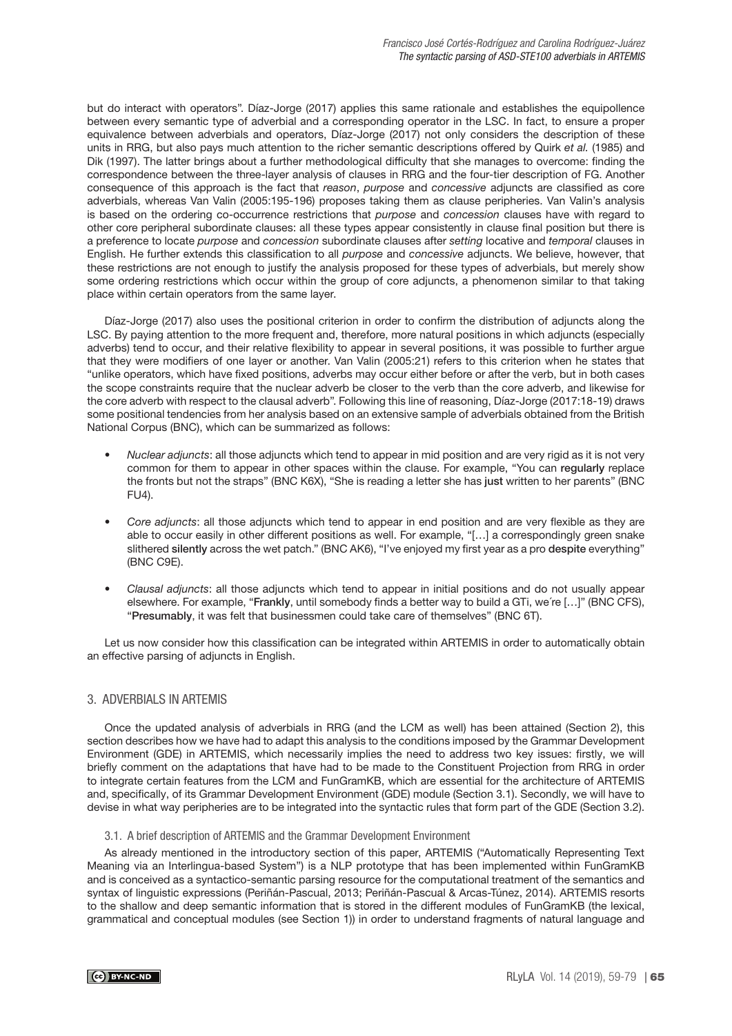but do interact with operators". Díaz-Jorge (2017) applies this same rationale and establishes the equipollence between every semantic type of adverbial and a corresponding operator in the LSC. In fact, to ensure a proper equivalence between adverbials and operators, Díaz-Jorge (2017) not only considers the description of these units in RRG, but also pays much attention to the richer semantic descriptions offered by Quirk *et al.* (1985) and Dik (1997). The latter brings about a further methodological difficulty that she manages to overcome: finding the correspondence between the three-layer analysis of clauses in RRG and the four-tier description of FG. Another consequence of this approach is the fact that *reason*, *purpose* and *concessive* adjuncts are classified as core adverbials, whereas Van Valin (2005:195-196) proposes taking them as clause peripheries. Van Valin's analysis is based on the ordering co-occurrence restrictions that *purpose* and *concession* clauses have with regard to other core peripheral subordinate clauses: all these types appear consistently in clause final position but there is a preference to locate *purpose* and *concession* subordinate clauses after *setting* locative and *temporal* clauses in English. He further extends this classification to all *purpose* and *concessive* adjuncts. We believe, however, that these restrictions are not enough to justify the analysis proposed for these types of adverbials, but merely show some ordering restrictions which occur within the group of core adjuncts, a phenomenon similar to that taking place within certain operators from the same layer.

Díaz-Jorge (2017) also uses the positional criterion in order to confirm the distribution of adjuncts along the LSC. By paying attention to the more frequent and, therefore, more natural positions in which adjuncts (especially adverbs) tend to occur, and their relative flexibility to appear in several positions, it was possible to further argue that they were modifiers of one layer or another. Van Valin (2005:21) refers to this criterion when he states that "unlike operators, which have fixed positions, adverbs may occur either before or after the verb, but in both cases the scope constraints require that the nuclear adverb be closer to the verb than the core adverb, and likewise for the core adverb with respect to the clausal adverb". Following this line of reasoning, Díaz-Jorge (2017:18-19) draws some positional tendencies from her analysis based on an extensive sample of adverbials obtained from the British National Corpus (BNC), which can be summarized as follows:

- *Nuclear adjuncts*: all those adjuncts which tend to appear in mid position and are very rigid as it is not very common for them to appear in other spaces within the clause. For example, "You can **regularly** replace the fronts but not the straps" (BNC K6X), "She is reading a letter she has **just** written to her parents" (BNC FU4).

- *Core adjuncts*: all those adjuncts which tend to appear in end position and are very flexible as they are able to occur easily in other different positions as well. For example, "[…] a correspondingly green snake slithered **silently** across the wet patch." (BNC AK6), "I've enjoyed my first year as a pro **despite** everything" (BNC C9E).

- *Clausal adjuncts*: all those adjuncts which tend to appear in initial positions and do not usually appear elsewhere. For example, "**Frankly**, until somebody finds a better way to build a GTi, we´re […]" (BNC CFS), "**Presumably**, it was felt that businessmen could take care of themselves" (BNC 6T).

Let us now consider how this classification can be integrated within ARTEMIS in order to automatically obtain an effective parsing of adjuncts in English.

## 3. ADVERBIALS IN ARTEMIS

Once the updated analysis of adverbials in RRG (and the LCM as well) has been attained (Section 2), this section describes how we have had to adapt this analysis to the conditions imposed by the Grammar Development Environment (GDE) in ARTEMIS, which necessarily implies the need to address two key issues: firstly, we will briefly comment on the adaptations that have had to be made to the Constituent Projection from RRG in order to integrate certain features from the LCM and FunGramKB, which are essential for the architecture of ARTEMIS and, specifically, of its Grammar Development Environment (GDE) module (Section 3.1). Secondly, we will have to devise in what way peripheries are to be integrated into the syntactic rules that form part of the GDE (Section 3.2).

### 3.1. A brief description of ARTEMIS and the Grammar Development Environment

As already mentioned in the introductory section of this paper, ARTEMIS ("Automatically Representing Text Meaning via an Interlingua-based System") is a NLP prototype that has been implemented within FunGramKB and is conceived as a syntactico-semantic parsing resource for the computational treatment of the semantics and syntax of linguistic expressions (Periñán-Pascual, 2013; Periñán-Pascual & Arcas-Túnez, 2014). ARTEMIS resorts to the shallow and deep semantic information that is stored in the different modules of FunGramKB (the lexical, grammatical and conceptual modules (see Section 1)) in order to understand fragments of natural language and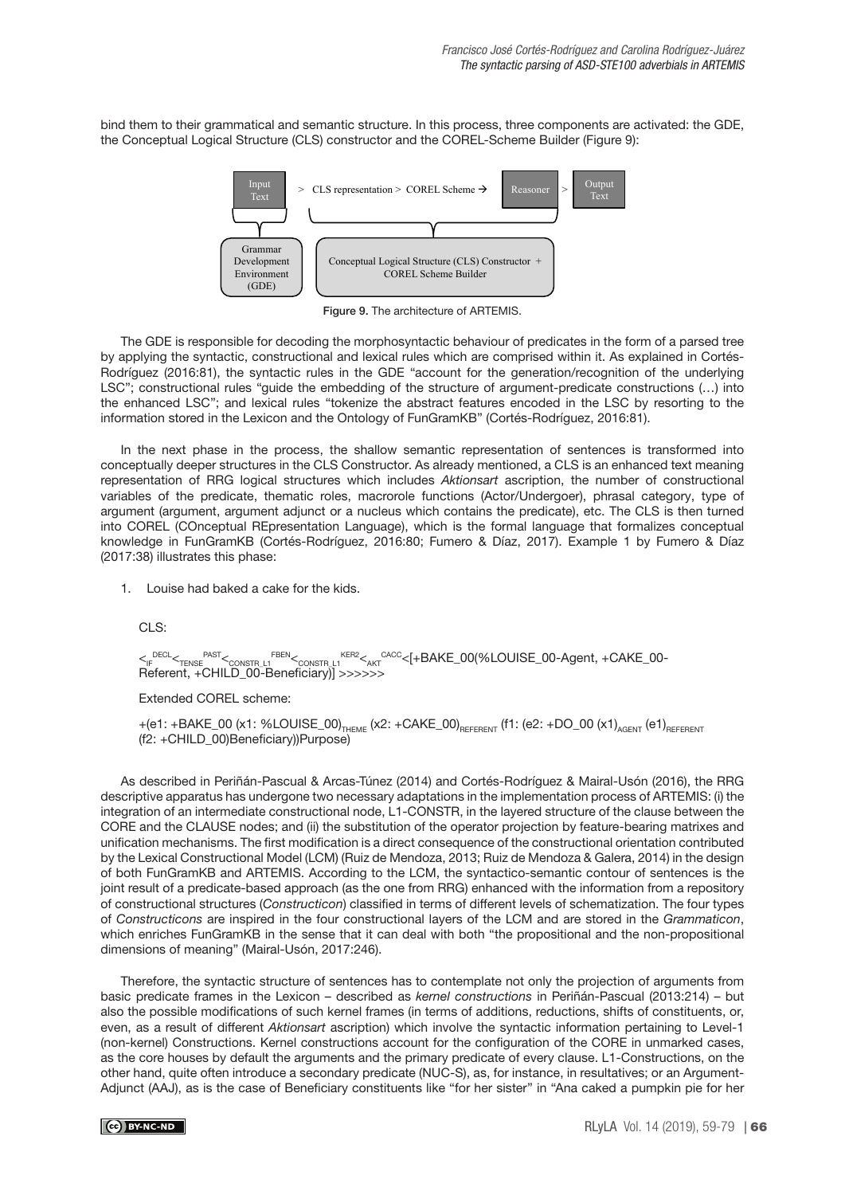bind them to their grammatical and semantic structure. In this process, three components are activated: the GDE, the Conceptual Logical Structure (CLS) constructor and the COREL-Scheme Builder (Figure 9):

Input Text > CLS representation > COREL Scheme → Reasoner > Output Text

Grammar Development Environment (GDE) — Conceptual Logical Structure (CLS) Constructor + COREL Scheme Builder

Figure 9. The architecture of ARTEMIS.

The GDE is responsible for decoding the morphosyntactic behaviour of predicates in the form of a parsed tree by applying the syntactic, constructional and lexical rules which are comprised within it. As explained in Cortés-Rodríguez (2016:81), the syntactic rules in the GDE "account for the generation/recognition of the underlying LSC"; constructional rules "guide the embedding of the structure of argument-predicate constructions (…) into the enhanced LSC"; and lexical rules "tokenize the abstract features encoded in the LSC by resorting to the information stored in the Lexicon and the Ontology of FunGramKB" (Cortés-Rodríguez, 2016:81).

In the next phase in the process, the shallow semantic representation of sentences is transformed into conceptually deeper structures in the CLS Constructor. As already mentioned, a CLS is an enhanced text meaning representation of RRG logical structures which includes *Aktionsart* ascription, the number of constructional variables of the predicate, thematic roles, macrorole functions (Actor/Undergoer), phrasal category, type of argument (argument, argument adjunct or a nucleus which contains the predicate), etc. The CLS is then turned into COREL (COnceptual REpresentation Language), which is the formal language that formalizes conceptual knowledge in FunGramKB (Cortés-Rodríguez, 2016:80; Fumero & Díaz, 2017). Example 1 by Fumero & Díaz (2017:38) illustrates this phase:

1. Louise had baked a cake for the kids.

CLS:

$<_{IF}^{DECL}<_{TENSE}^{PAST}<_{CONSTR\_L1}^{FBEN}<_{CONSTR\_L1}^{KER2}<_{AKT}^{CACC}$<[+BAKE_00(%LOUISE_00-Agent, +CAKE_00-Referent, +CHILD_00-Beneficiary)] >>>>>>

Extended COREL scheme:

+(e1: +BAKE_00 (x1: %LOUISE_00)$_{THEME}$ (x2: +CAKE_00)$_{REFERENT}$ (f1: (e2: +DO_00 (x1)$_{AGENT}$ (e1)$_{REFERENT}$ (f2: +CHILD_00)Beneficiary))Purpose)

As described in Periñán-Pascual & Arcas-Túnez (2014) and Cortés-Rodríguez & Mairal-Usón (2016), the RRG descriptive apparatus has undergone two necessary adaptations in the implementation process of ARTEMIS: (i) the integration of an intermediate constructional node, L1-CONSTR, in the layered structure of the clause between the CORE and the CLAUSE nodes; and (ii) the substitution of the operator projection by feature-bearing matrixes and unification mechanisms. The first modification is a direct consequence of the constructional orientation contributed by the Lexical Constructional Model (LCM) (Ruiz de Mendoza, 2013; Ruiz de Mendoza & Galera, 2014) in the design of both FunGramKB and ARTEMIS. According to the LCM, the syntactico-semantic contour of sentences is the joint result of a predicate-based approach (as the one from RRG) enhanced with the information from a repository of constructional structures (*Constructicon*) classified in terms of different levels of schematization. The four types of *Constructicons* are inspired in the four constructional layers of the LCM and are stored in the *Grammaticon*, which enriches FunGramKB in the sense that it can deal with both "the propositional and the non-propositional dimensions of meaning" (Mairal-Usón, 2017:246).

Therefore, the syntactic structure of sentences has to contemplate not only the projection of arguments from basic predicate frames in the Lexicon – described as *kernel constructions* in Periñán-Pascual (2013:214) – but also the possible modifications of such kernel frames (in terms of additions, reductions, shifts of constituents, or, even, as a result of different *Aktionsart* ascription) which involve the syntactic information pertaining to Level-1 (non-kernel) Constructions. Kernel constructions account for the configuration of the CORE in unmarked cases, as the core houses by default the arguments and the primary predicate of every clause. L1-Constructions, on the other hand, quite often introduce a secondary predicate (NUC-S), as, for instance, in resultatives; or an Argument-Adjunct (AAJ), as is the case of Beneficiary constituents like "for her sister" in "Ana caked a pumpkin pie for her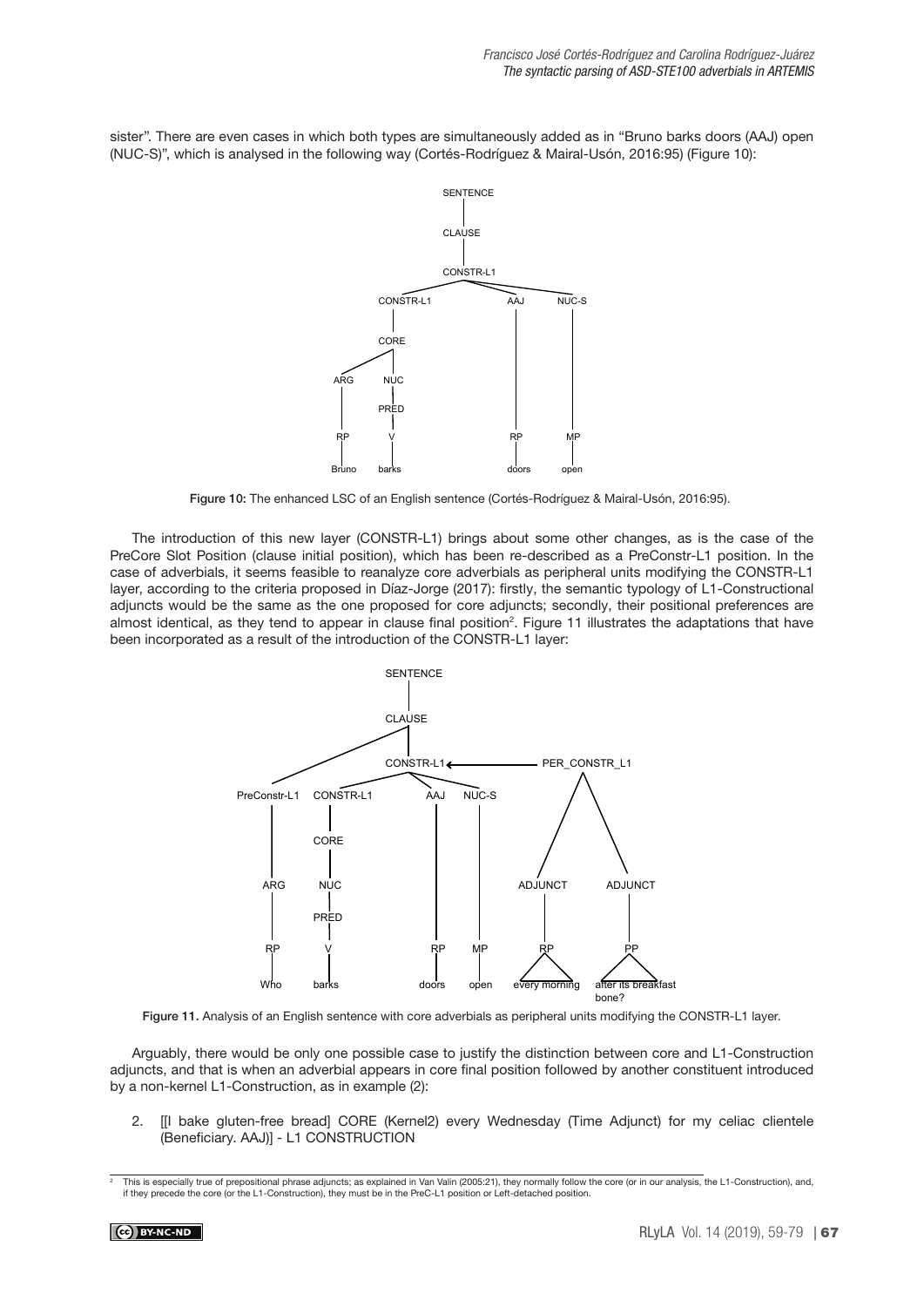sister". There are even cases in which both types are simultaneously added as in "Bruno barks doors (AAJ) open (NUC-S)", which is analysed in the following way (Cortés-Rodríguez & Mairal-Usón, 2016:95) (Figure 10):

Figure 10: The enhanced LSC of an English sentence (Cortés-Rodríguez & Mairal-Usón, 2016:95).

The introduction of this new layer (CONSTR-L1) brings about some other changes, as is the case of the PreCore Slot Position (clause initial position), which has been re-described as a PreConstr-L1 position. In the case of adverbials, it seems feasible to reanalyze core adverbials as peripheral units modifying the CONSTR-L1 layer, according to the criteria proposed in Díaz-Jorge (2017): firstly, the semantic typology of L1-Constructional adjuncts would be the same as the one proposed for core adjuncts; secondly, their positional preferences are almost identical, as they tend to appear in clause final position[2]. Figure 11 illustrates the adaptations that have been incorporated as a result of the introduction of the CONSTR-L1 layer:

Figure 11. Analysis of an English sentence with core adverbials as peripheral units modifying the CONSTR-L1 layer.

Arguably, there would be only one possible case to justify the distinction between core and L1-Construction adjuncts, and that is when an adverbial appears in core final position followed by another constituent introduced by a non-kernel L1-Construction, as in example (2):

2. [[I bake gluten-free bread] CORE (Kernel2) every Wednesday (Time Adjunct) for my celiac clientele (Beneficiary. AAJ)] - L1 CONSTRUCTION

[2] This is especially true of prepositional phrase adjuncts; as explained in Van Valin (2005:21), they normally follow the core (or in our analysis, the L1-Construction), and, if they precede the core (or the L1-Construction), they must be in the PreC-L1 position or Left-detached position.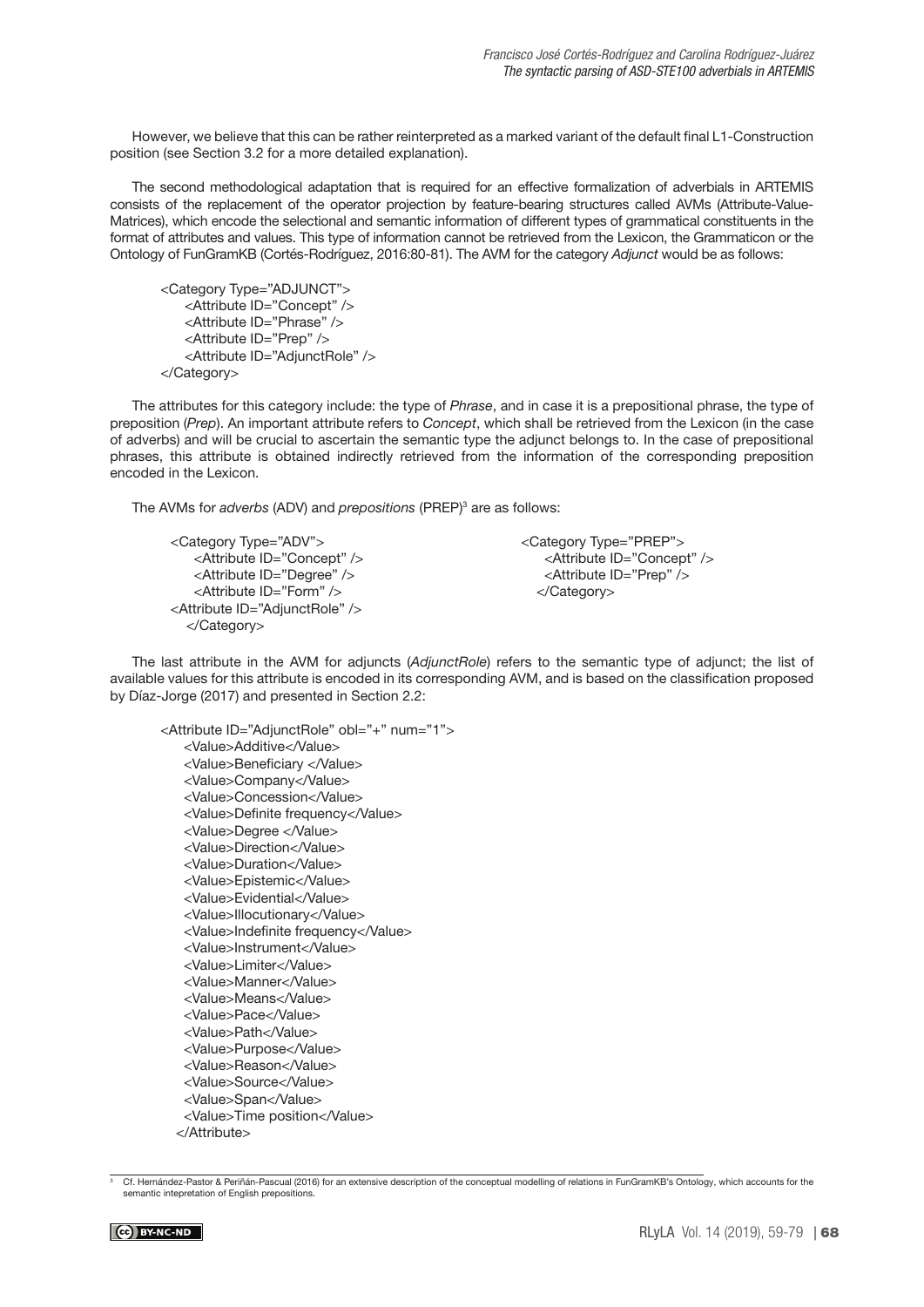However, we believe that this can be rather reinterpreted as a marked variant of the default final L1-Construction position (see Section 3.2 for a more detailed explanation).

The second methodological adaptation that is required for an effective formalization of adverbials in ARTEMIS consists of the replacement of the operator projection by feature-bearing structures called AVMs (Attribute-Value-Matrices), which encode the selectional and semantic information of different types of grammatical constituents in the format of attributes and values. This type of information cannot be retrieved from the Lexicon, the Grammaticon or the Ontology of FunGramKB (Cortés-Rodríguez, 2016:80-81). The AVM for the category *Adjunct* would be as follows:

```
<Category Type="ADJUNCT">
    <Attribute ID="Concept" />
    <Attribute ID="Phrase" />
    <Attribute ID="Prep" />
    <Attribute ID="AdjunctRole" />
</Category>
```

The attributes for this category include: the type of *Phrase*, and in case it is a prepositional phrase, the type of preposition (*Prep*). An important attribute refers to *Concept*, which shall be retrieved from the Lexicon (in the case of adverbs) and will be crucial to ascertain the semantic type the adjunct belongs to. In the case of prepositional phrases, this attribute is obtained indirectly retrieved from the information of the corresponding preposition encoded in the Lexicon.

The AVMs for *adverbs* (ADV) and *prepositions* (PREP)[3] are as follows:

```
<Category Type="ADV">
    <Attribute ID="Concept" />
    <Attribute ID="Degree" />
    <Attribute ID="Form" />
<Attribute ID="AdjunctRole" />
  </Category>
```

```
<Category Type="PREP">
    <Attribute ID="Concept" />
    <Attribute ID="Prep" />
</Category>
```

The last attribute in the AVM for adjuncts (*AdjunctRole*) refers to the semantic type of adjunct; the list of available values for this attribute is encoded in its corresponding AVM, and is based on the classification proposed by Díaz-Jorge (2017) and presented in Section 2.2:

```
<Attribute ID="AdjunctRole" obl="+" num="1">
    <Value>Additive</Value>
    <Value>Beneficiary </Value>
    <Value>Company</Value>
    <Value>Concession</Value>
    <Value>Definite frequency</Value>
    <Value>Degree </Value>
    <Value>Direction</Value>
    <Value>Duration</Value>
    <Value>Epistemic</Value>
    <Value>Evidential</Value>
    <Value>Illocutionary</Value>
    <Value>Indefinite frequency</Value>
    <Value>Instrument</Value>
    <Value>Limiter</Value>
    <Value>Manner</Value>
    <Value>Means</Value>
    <Value>Pace</Value>
    <Value>Path</Value>
    <Value>Purpose</Value>
    <Value>Reason</Value>
    <Value>Source</Value>
    <Value>Span</Value>
    <Value>Time position</Value>
</Attribute>
```

[3] Cf. Hernández-Pastor & Periñán-Pascual (2016) for an extensive description of the conceptual modelling of relations in FunGramKB's Ontology, which accounts for the semantic intepretation of English prepositions.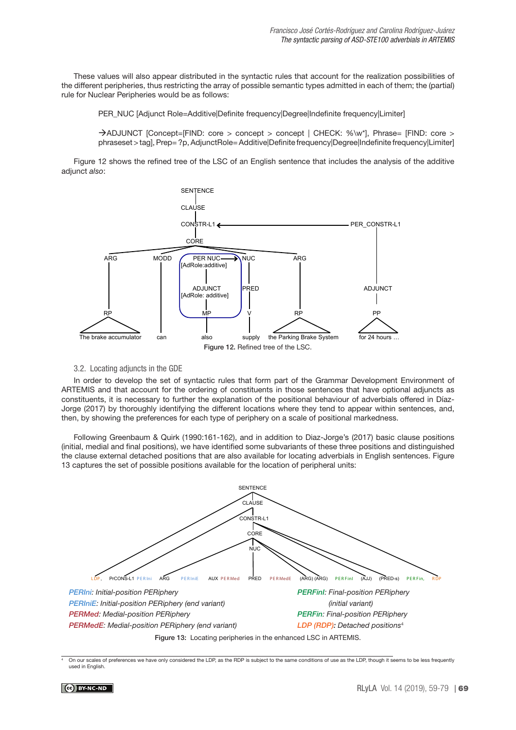These values will also appear distributed in the syntactic rules that account for the realization possibilities of the different peripheries, thus restricting the array of possible semantic types admitted in each of them; the (partial) rule for Nuclear Peripheries would be as follows:

PER_NUC [Adjunct Role=Additive|Definite frequency|Degree|Indefinite frequency|Limiter]

→ADJUNCT [Concept=[FIND: core > concept > concept | CHECK: %\w*], Phrase= [FIND: core > phraseset>tag], Prep= ?p, AdjunctRole= Additive|Definite frequency|Degree|Indefinite frequency|Limiter]

Figure 12 shows the refined tree of the LSC of an English sentence that includes the analysis of the additive adjunct *also*:

Figure 12. Refined tree of the LSC.

### 3.2. Locating adjuncts in the GDE

In order to develop the set of syntactic rules that form part of the Grammar Development Environment of ARTEMIS and that account for the ordering of constituents in those sentences that have optional adjuncts as constituents, it is necessary to further the explanation of the positional behaviour of adverbials offered in Díaz-Jorge (2017) by thoroughly identifying the different locations where they tend to appear within sentences, and, then, by showing the preferences for each type of periphery on a scale of positional markedness.

Following Greenbaum & Quirk (1990:161-162), and in addition to Diaz-Jorge's (2017) basic clause positions (initial, medial and final positions), we have identified some subvariants of these three positions and distinguished the clause external detached positions that are also available for locating adverbials in English sentences. Figure 13 captures the set of possible positions available for the location of peripheral units:

*PERIni: Initial-position PERiphery*
*PERIniE: Initial-position PERiphery (end variant)*
*PERMed: Medial-position PERiphery*
*PERMedE: Medial-position PERiphery (end variant)*
*PERFinI: Final-position PERiphery (initial variant)*
*PERFin: Final-position PERiphery*
*LDP (RDP): Detached positions*[4]

Figure 13: Locating peripheries in the enhanced LSC in ARTEMIS.

[4] On our scales of preferences we have only considered the LDP, as the RDP is subject to the same conditions of use as the LDP, though it seems to be less frequently used in English.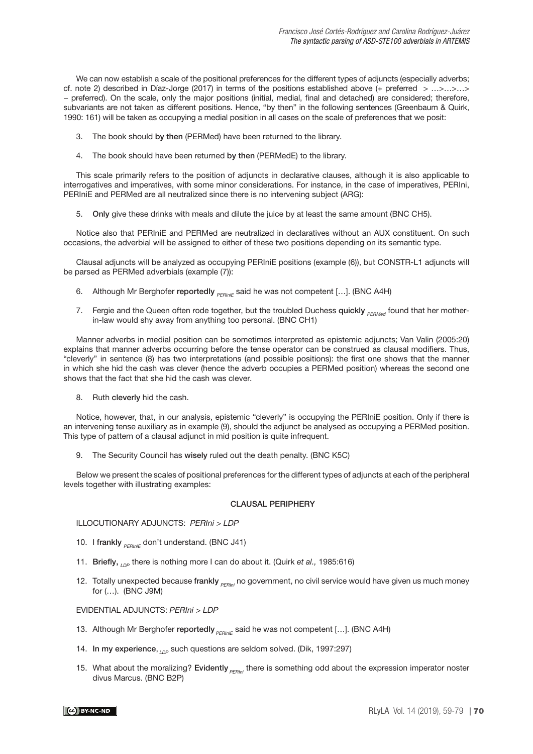We can now establish a scale of the positional preferences for the different types of adjuncts (especially adverbs; cf. note 2) described in Díaz-Jorge (2017) in terms of the positions established above (+ preferred > …>…>…> – preferred). On the scale, only the major positions (initial, medial, final and detached) are considered; therefore, subvariants are not taken as different positions. Hence, "by then" in the following sentences (Greenbaum & Quirk, 1990: 161) will be taken as occupying a medial position in all cases on the scale of preferences that we posit:

3. The book should **by then** (PERMed) have been returned to the library.

4. The book should have been returned **by then** (PERMedE) to the library.

This scale primarily refers to the position of adjuncts in declarative clauses, although it is also applicable to interrogatives and imperatives, with some minor considerations. For instance, in the case of imperatives, PERIni, PERIniE and PERMed are all neutralized since there is no intervening subject (ARG):

5. **Only** give these drinks with meals and dilute the juice by at least the same amount (BNC CH5).

Notice also that PERIniE and PERMed are neutralized in declaratives without an AUX constituent. On such occasions, the adverbial will be assigned to either of these two positions depending on its semantic type.

Clausal adjuncts will be analyzed as occupying PERIniE positions (example (6)), but CONSTR-L1 adjuncts will be parsed as PERMed adverbials (example (7)):

6. Although Mr Berghofer **reportedly** $_{PERIniE}$ said he was not competent […]. (BNC A4H)

7. Fergie and the Queen often rode together, but the troubled Duchess **quickly** $_{PERMed}$ found that her mother-in-law would shy away from anything too personal. (BNC CH1)

Manner adverbs in medial position can be sometimes interpreted as epistemic adjuncts; Van Valin (2005:20) explains that manner adverbs occurring before the tense operator can be construed as clausal modifiers. Thus, "cleverly" in sentence (8) has two interpretations (and possible positions): the first one shows that the manner in which she hid the cash was clever (hence the adverb occupies a PERMed position) whereas the second one shows that the fact that she hid the cash was clever.

8. Ruth **cleverly** hid the cash.

Notice, however, that, in our analysis, epistemic "cleverly" is occupying the PERIniE position. Only if there is an intervening tense auxiliary as in example (9), should the adjunct be analysed as occupying a PERMed position. This type of pattern of a clausal adjunct in mid position is quite infrequent.

9. The Security Council has **wisely** ruled out the death penalty. (BNC K5C)

Below we present the scales of positional preferences for the different types of adjuncts at each of the peripheral levels together with illustrating examples:

### CLAUSAL PERIPHERY

ILLOCUTIONARY ADJUNCTS: *PERIni > LDP*

10. I **frankly** $_{PERIniE}$ don't understand. (BNC J41)

11. **Briefly,** $_{LDP}$ there is nothing more I can do about it. (Quirk *et al.,* 1985:616)

12. Totally unexpected because **frankly** $_{PERIni}$ no government, no civil service would have given us much money for (…). (BNC J9M)

EVIDENTIAL ADJUNCTS: *PERIni > LDP*

13. Although Mr Berghofer **reportedly** $_{PERIniE}$ said he was not competent […]. (BNC A4H)

14. **In my experience**, $_{LDP}$ such questions are seldom solved. (Dik, 1997:297)

15. What about the moralizing? **Evidently** $_{PERIni}$ there is something odd about the expression imperator noster divus Marcus. (BNC B2P)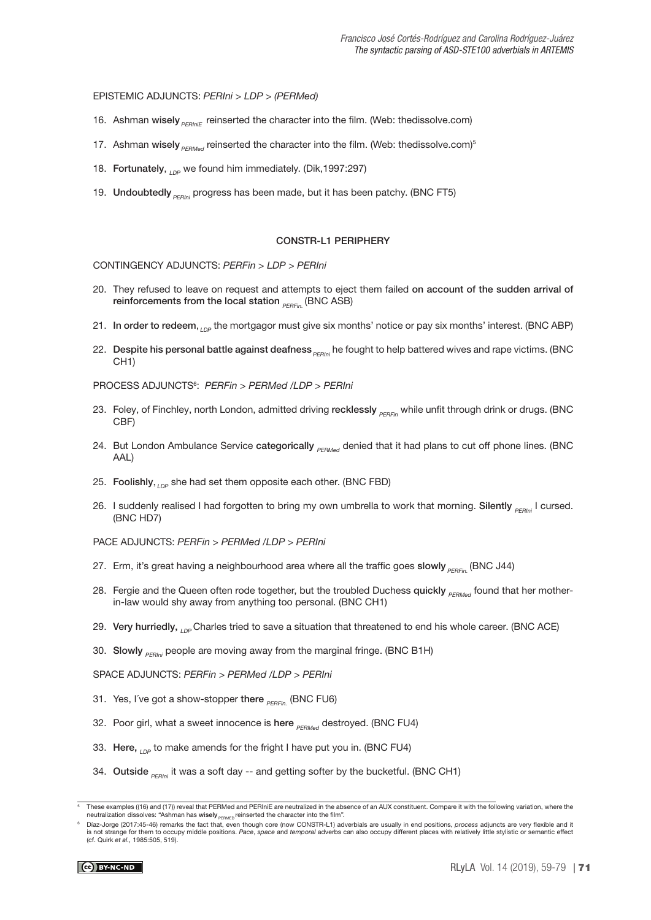EPISTEMIC ADJUNCTS: *PERIni* > *LDP* > *(PERMed)*

16. Ashman **wisely** $_{PERIniE}$ reinserted the character into the film. (Web: thedissolve.com)

17. Ashman **wisely** $_{PERMed}$ reinserted the character into the film. (Web: thedissolve.com)[5]

18. **Fortunately**, $_{LDP}$ we found him immediately. (Dik,1997:297)

19. **Undoubtedly** $_{PERIni}$ progress has been made, but it has been patchy. (BNC FT5)

## CONSTR-L1 PERIPHERY

CONTINGENCY ADJUNCTS: *PERFin* > *LDP* > *PERIni*

20. They refused to leave on request and attempts to eject them failed **on account of the sudden arrival of reinforcements from the local station** $_{PERFin.}$ (BNC ASB)

21. **In order to redeem**, $_{LDP}$ the mortgagor must give six months' notice or pay six months' interest. (BNC ABP)

22. **Despite his personal battle against deafness** $_{PERIni}$ he fought to help battered wives and rape victims. (BNC CH1)

PROCESS ADJUNCTS[6]: *PERFin* > *PERMed* /*LDP* > *PERIni*

23. Foley, of Finchley, north London, admitted driving **recklessly** $_{PERFin}$ while unfit through drink or drugs. (BNC CBF)

24. But London Ambulance Service **categorically** $_{PERMed}$ denied that it had plans to cut off phone lines. (BNC AAL)

25. **Foolishly**, $_{LDP}$ she had set them opposite each other. (BNC FBD)

26. I suddenly realised I had forgotten to bring my own umbrella to work that morning. **Silently** $_{PERIni}$ I cursed. (BNC HD7)

PACE ADJUNCTS: *PERFin* > *PERMed* /*LDP* > *PERIni*

27. Erm, it's great having a neighbourhood area where all the traffic goes **slowly** $_{PERFin.}$ (BNC J44)

28. Fergie and the Queen often rode together, but the troubled Duchess **quickly** $_{PERMed}$ found that her mother-in-law would shy away from anything too personal. (BNC CH1)

29. **Very hurriedly,** $_{LDP}$ Charles tried to save a situation that threatened to end his whole career. (BNC ACE)

30. **Slowly** $_{PERIni}$ people are moving away from the marginal fringe. (BNC B1H)

SPACE ADJUNCTS: *PERFin* > *PERMed* /*LDP* > *PERIni*

31. Yes, I´ve got a show-stopper **there** $_{PERFin.}$ (BNC FU6)

32. Poor girl, what a sweet innocence is **here** $_{PERMed}$ destroyed. (BNC FU4)

33. **Here,** $_{LDP}$ to make amends for the fright I have put you in. (BNC FU4)

34. **Outside** $_{PERIni}$ it was a soft day -- and getting softer by the bucketful. (BNC CH1)

---

[5] These examples ((16) and (17)) reveal that PERMed and PERIniE are neutralized in the absence of an AUX constituent. Compare it with the following variation, where the neutralization dissolves: "Ashman has **wisely** $_{PERMED}$ reinserted the character into the film".

[6] Díaz-Jorge (2017:45-46) remarks the fact that, even though core (now CONSTR-L1) adverbials are usually in end positions, *process* adjuncts are very flexible and it is not strange for them to occupy middle positions. *Pace*, *space* and *temporal* adverbs can also occupy different places with relatively little stylistic or semantic effect (cf. Quirk *et al.*, 1985:505, 519).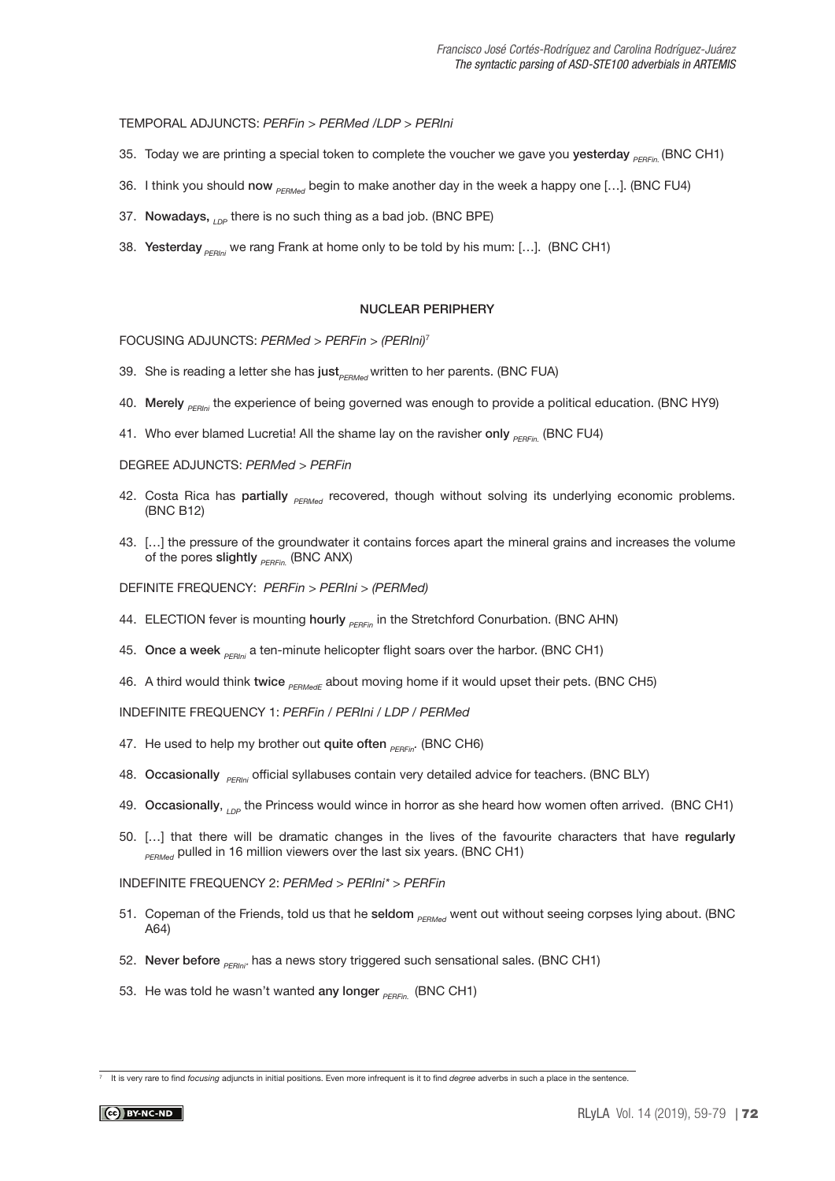TEMPORAL ADJUNCTS: *PERFin > PERMed /LDP > PERIni*

35. Today we are printing a special token to complete the voucher we gave you **yesterday** $_{PERFin.}$ (BNC CH1)

36. I think you should **now** $_{PERMed}$ begin to make another day in the week a happy one […]. (BNC FU4)

37. **Nowadays,** $_{LDP}$ there is no such thing as a bad job. (BNC BPE)

38. **Yesterday** $_{PERIni}$ we rang Frank at home only to be told by his mum: […]. (BNC CH1)

## NUCLEAR PERIPHERY

FOCUSING ADJUNCTS: *PERMed > PERFin > (PERIni)*[7]

39. She is reading a letter she has **just** $_{PERMed}$ written to her parents. (BNC FUA)

40. **Merely** $_{PERIni}$ the experience of being governed was enough to provide a political education. (BNC HY9)

41. Who ever blamed Lucretia! All the shame lay on the ravisher **only** $_{PERFin.}$ (BNC FU4)

DEGREE ADJUNCTS: *PERMed > PERFin*

42. Costa Rica has **partially** $_{PERMed}$ recovered, though without solving its underlying economic problems. (BNC B12)

43. […] the pressure of the groundwater it contains forces apart the mineral grains and increases the volume of the pores **slightly** $_{PERFin.}$ (BNC ANX)

DEFINITE FREQUENCY: *PERFin > PERIni > (PERMed)*

44. ELECTION fever is mounting **hourly** $_{PERFin}$ in the Stretchford Conurbation. (BNC AHN)

45. **Once a week** $_{PERIni}$ a ten-minute helicopter flight soars over the harbor. (BNC CH1)

46. A third would think **twice** $_{PERMedE}$ about moving home if it would upset their pets. (BNC CH5)

INDEFINITE FREQUENCY 1: *PERFin / PERIni / LDP / PERMed*

47. He used to help my brother out **quite often** $_{PERFin}$. (BNC CH6)

48. **Occasionally** $_{PERIni}$ official syllabuses contain very detailed advice for teachers. (BNC BLY)

49. **Occasionally**, $_{LDP}$ the Princess would wince in horror as she heard how women often arrived. (BNC CH1)

50. […] that there will be dramatic changes in the lives of the favourite characters that have **regularly** $_{PERMed}$ pulled in 16 million viewers over the last six years. (BNC CH1)

INDEFINITE FREQUENCY 2: *PERMed > PERIni\* > PERFin*

51. Copeman of the Friends, told us that he **seldom** $_{PERMed}$ went out without seeing corpses lying about. (BNC A64)

52. **Never before** $_{PERIni*}$ has a news story triggered such sensational sales. (BNC CH1)

53. He was told he wasn't wanted **any longer** $_{PERFin.}$ (BNC CH1)

---

[7] It is very rare to find *focusing* adjuncts in initial positions. Even more infrequent is it to find *degree* adverbs in such a place in the sentence.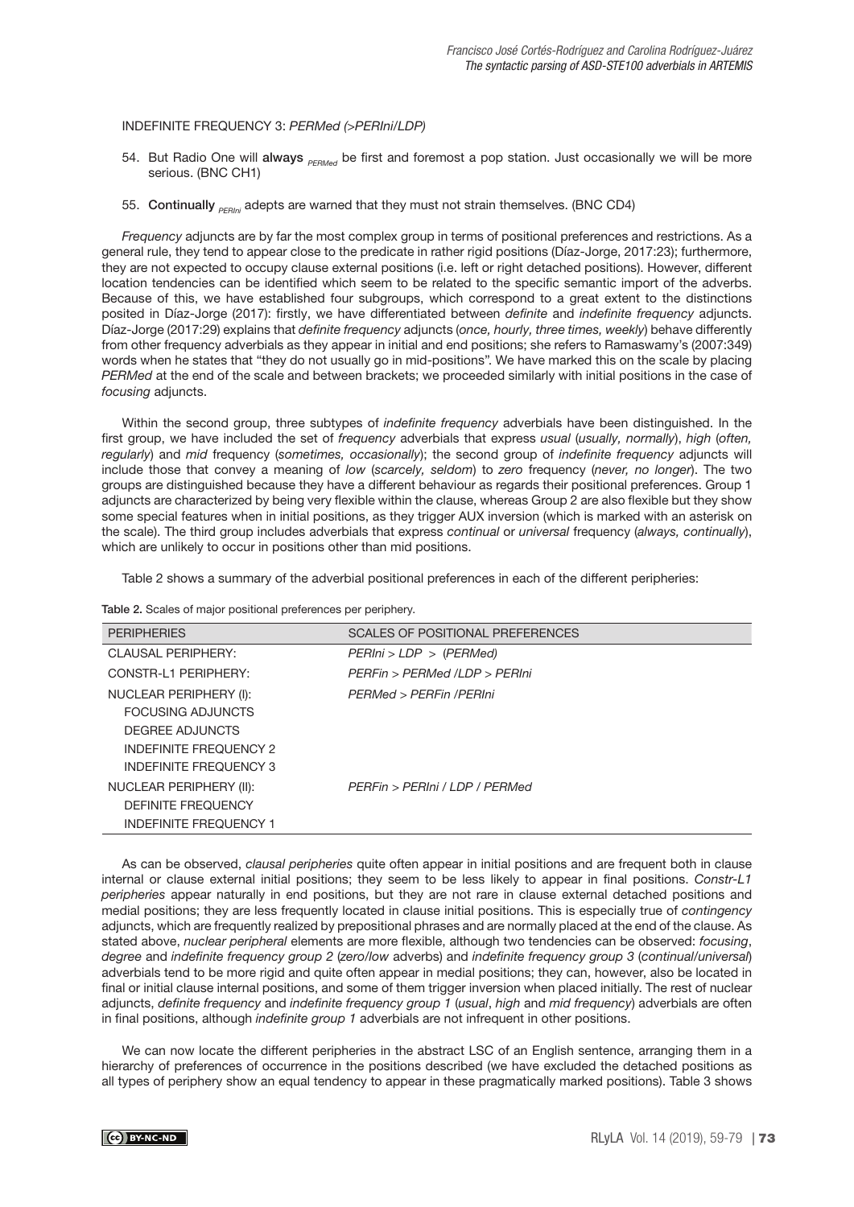INDEFINITE FREQUENCY 3: *PERMed (>PERIni/LDP)*

54. But Radio One will **always** $_{PERMed}$ be first and foremost a pop station. Just occasionally we will be more serious. (BNC CH1)

55. **Continually** $_{PERIni}$ adepts are warned that they must not strain themselves. (BNC CD4)

*Frequency* adjuncts are by far the most complex group in terms of positional preferences and restrictions. As a general rule, they tend to appear close to the predicate in rather rigid positions (Díaz-Jorge, 2017:23); furthermore, they are not expected to occupy clause external positions (i.e. left or right detached positions). However, different location tendencies can be identified which seem to be related to the specific semantic import of the adverbs. Because of this, we have established four subgroups, which correspond to a great extent to the distinctions posited in Díaz-Jorge (2017): firstly, we have differentiated between *definite* and *indefinite frequency* adjuncts. Díaz-Jorge (2017:29) explains that *definite frequency* adjuncts (*once, hourly, three times, weekly*) behave differently from other frequency adverbials as they appear in initial and end positions; she refers to Ramaswamy's (2007:349) words when he states that "they do not usually go in mid-positions". We have marked this on the scale by placing *PERMed* at the end of the scale and between brackets; we proceeded similarly with initial positions in the case of *focusing* adjuncts.

Within the second group, three subtypes of *indefinite frequency* adverbials have been distinguished. In the first group, we have included the set of *frequency* adverbials that express *usual* (*usually, normally*), *high* (*often, regularly*) and *mid* frequency (*sometimes, occasionally*); the second group of *indefinite frequency* adjuncts will include those that convey a meaning of *low* (*scarcely, seldom*) to *zero* frequency (*never, no longer*). The two groups are distinguished because they have a different behaviour as regards their positional preferences. Group 1 adjuncts are characterized by being very flexible within the clause, whereas Group 2 are also flexible but they show some special features when in initial positions, as they trigger AUX inversion (which is marked with an asterisk on the scale). The third group includes adverbials that express *continual* or *universal* frequency (*always, continually*), which are unlikely to occur in positions other than mid positions.

Table 2 shows a summary of the adverbial positional preferences in each of the different peripheries:

**Table 2.** Scales of major positional preferences per periphery.

| PERIPHERIES | SCALES OF POSITIONAL PREFERENCES |
|---|---|
| CLAUSAL PERIPHERY: | *PERIni > LDP > (PERMed)* |
| CONSTR-L1 PERIPHERY: | *PERFin > PERMed /LDP > PERIni* |
| NUCLEAR PERIPHERY (I):<br>FOCUSING ADJUNCTS<br>DEGREE ADJUNCTS<br>INDEFINITE FREQUENCY 2<br>INDEFINITE FREQUENCY 3 | *PERMed > PERFin /PERIni* |
| NUCLEAR PERIPHERY (II):<br>DEFINITE FREQUENCY<br>INDEFINITE FREQUENCY 1 | *PERFin > PERIni / LDP / PERMed* |

As can be observed, *clausal peripheries* quite often appear in initial positions and are frequent both in clause internal or clause external initial positions; they seem to be less likely to appear in final positions. *Constr-L1 peripheries* appear naturally in end positions, but they are not rare in clause external detached positions and medial positions; they are less frequently located in clause initial positions. This is especially true of *contingency* adjuncts, which are frequently realized by prepositional phrases and are normally placed at the end of the clause. As stated above, *nuclear peripheral* elements are more flexible, although two tendencies can be observed: *focusing*, *degree* and *indefinite frequency group 2* (*zero/low* adverbs) and *indefinite frequency group 3* (*continual/universal*) adverbials tend to be more rigid and quite often appear in medial positions; they can, however, also be located in final or initial clause internal positions, and some of them trigger inversion when placed initially. The rest of nuclear adjuncts, *definite frequency* and *indefinite frequency group 1* (*usual*, *high* and *mid frequency*) adverbials are often in final positions, although *indefinite group 1* adverbials are not infrequent in other positions.

We can now locate the different peripheries in the abstract LSC of an English sentence, arranging them in a hierarchy of preferences of occurrence in the positions described (we have excluded the detached positions as all types of periphery show an equal tendency to appear in these pragmatically marked positions). Table 3 shows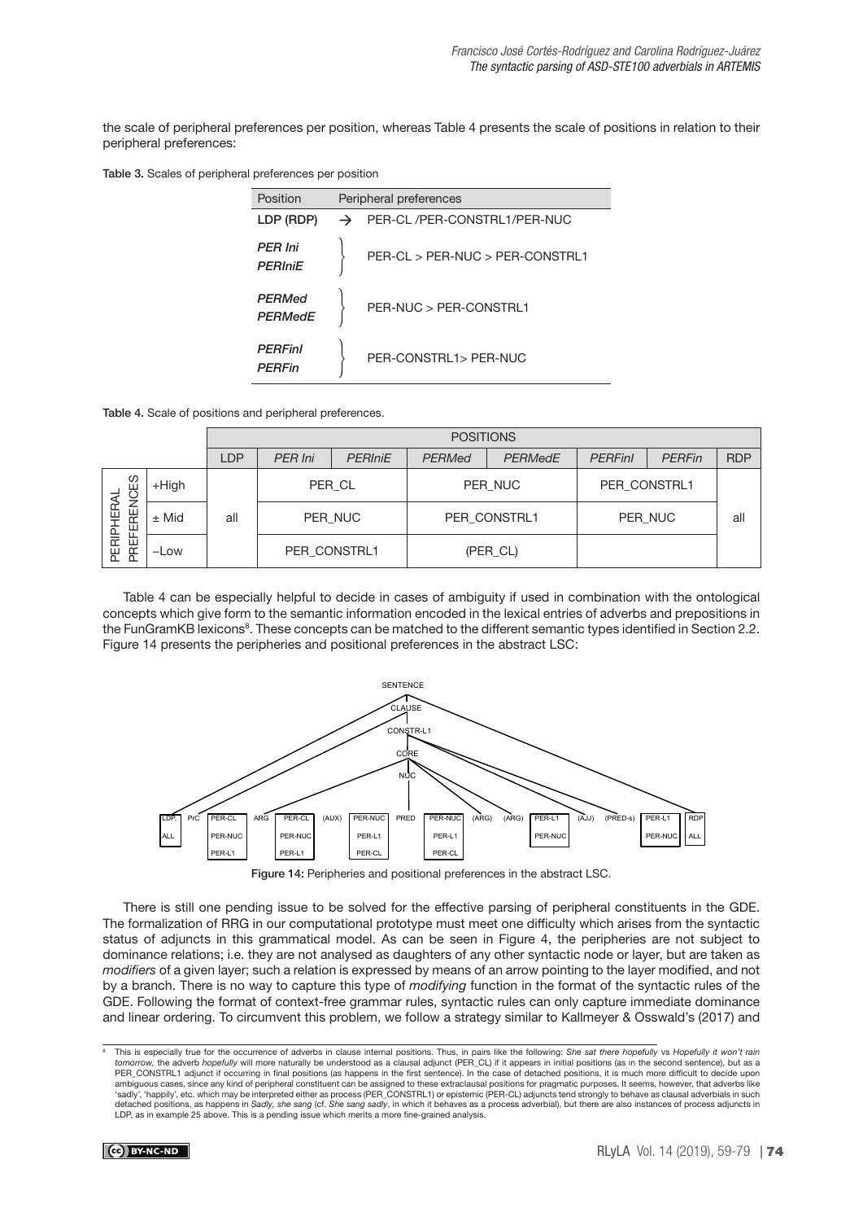the scale of peripheral preferences per position, whereas Table 4 presents the scale of positions in relation to their peripheral preferences:

**Table 3.** Scales of peripheral preferences per position

| Position | | Peripheral preferences |
|---|---|---|
| LDP (RDP) | → | PER-CL /PER-CONSTRL1/PER-NUC |
| *PER Ini* *PERIniE* | } | PER-CL > PER-NUC > PER-CONSTRL1 |
| *PERMed* *PERMedE* | } | PER-NUC > PER-CONSTRL1 |
| *PERFinl* *PERFin* | } | PER-CONSTRL1> PER-NUC |

**Table 4.** Scale of positions and peripheral preferences.

| | | POSITIONS | | | | | | | |
|---|---|---|---|---|---|---|---|---|---|
| | | LDP | *PER Ini* | *PERIniE* | *PERMed* | *PERMedE* | *PERFinl* | *PERFin* | RDP |
| PERIPHERAL PREFERENCES | +High | all | PER_CL | | PER_NUC | | PER_CONSTRL1 | | all |
| | ± Mid | | PER_NUC | | PER_CONSTRL1 | | PER_NUC | | |
| | –Low | | PER_CONSTRL1 | | (PER_CL) | | | | |

Table 4 can be especially helpful to decide in cases of ambiguity if used in combination with the ontological concepts which give form to the semantic information encoded in the lexical entries of adverbs and prepositions in the FunGramKB lexicons[8]. These concepts can be matched to the different semantic types identified in Section 2.2. Figure 14 presents the peripheries and positional preferences in the abstract LSC:

Figure 14: Peripheries and positional preferences in the abstract LSC.

There is still one pending issue to be solved for the effective parsing of peripheral constituents in the GDE. The formalization of RRG in our computational prototype must meet one difficulty which arises from the syntactic status of adjuncts in this grammatical model. As can be seen in Figure 4, the peripheries are not subject to dominance relations; i.e. they are not analysed as daughters of any other syntactic node or layer, but are taken as *modifiers* of a given layer; such a relation is expressed by means of an arrow pointing to the layer modified, and not by a branch. There is no way to capture this type of *modifying* function in the format of the syntactic rules of the GDE. Following the format of context-free grammar rules, syntactic rules can only capture immediate dominance and linear ordering. To circumvent this problem, we follow a strategy similar to Kallmeyer & Osswald's (2017) and

[8] This is especially true for the occurrence of adverbs in clause internal positions. Thus, in pairs like the following: *She sat there hopefully* vs *Hopefully it won't rain tomorrow*, the adverb *hopefully* will more naturally be understood as a clausal adjunct (PER_CL) if it appears in initial positions (as in the second sentence), but as a PER_CONSTRL1 adjunct if occurring in final positions (as happens in the first sentence). In the case of detached positions, it is much more difficult to decide upon ambiguous cases, since any kind of peripheral constituent can be assigned to these extraclausal positions for pragmatic purposes. It seems, however, that adverbs like 'sadly', 'happily', etc. which may be interpreted either as process (PER_CONSTRL1) or epistemic (PER-CL) adjuncts tend strongly to behave as clausal adverbials in such detached positions, as happens in *Sadly, she sang* (cf. *She sang sadly*, in which it behaves as a process adverbial), but there are also instances of process adjuncts in LDP, as in example 25 above. This is a pending issue which merits a more fine-grained analysis.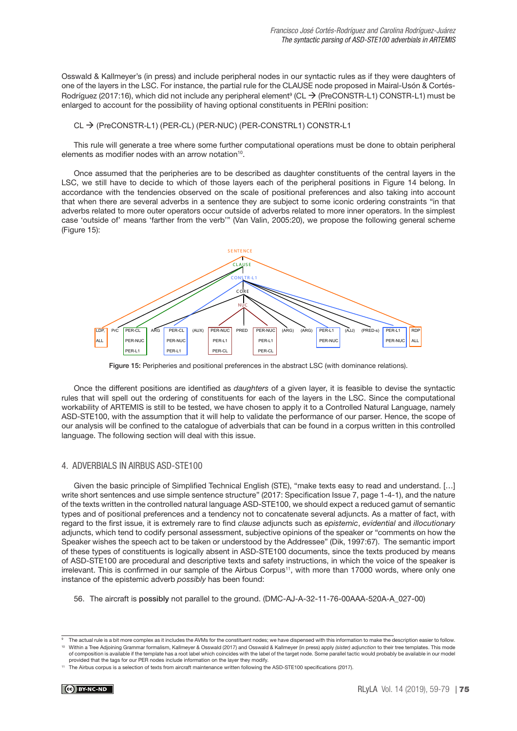Osswald & Kallmeyer's (in press) and include peripheral nodes in our syntactic rules as if they were daughters of one of the layers in the LSC. For instance, the partial rule for the CLAUSE node proposed in Mairal-Usón & Cortés-Rodríguez (2017:16), which did not include any peripheral element[9] (CL → (PreCONSTR-L1) CONSTR-L1) must be enlarged to account for the possibility of having optional constituents in PERIni position:

CL → (PreCONSTR-L1) (PER-CL) (PER-NUC) (PER-CONSTRL1) CONSTR-L1

This rule will generate a tree where some further computational operations must be done to obtain peripheral elements as modifier nodes with an arrow notation[10].

Once assumed that the peripheries are to be described as daughter constituents of the central layers in the LSC, we still have to decide to which of those layers each of the peripheral positions in Figure 14 belong. In accordance with the tendencies observed on the scale of positional preferences and also taking into account that when there are several adverbs in a sentence they are subject to some iconic ordering constraints "in that adverbs related to more outer operators occur outside of adverbs related to more inner operators. In the simplest case 'outside of' means 'farther from the verb'" (Van Valin, 2005:20), we propose the following general scheme (Figure 15):

Figure 15: Peripheries and positional preferences in the abstract LSC (with dominance relations).

Once the different positions are identified as *daughters* of a given layer, it is feasible to devise the syntactic rules that will spell out the ordering of constituents for each of the layers in the LSC. Since the computational workability of ARTEMIS is still to be tested, we have chosen to apply it to a Controlled Natural Language, namely ASD-STE100, with the assumption that it will help to validate the performance of our parser. Hence, the scope of our analysis will be confined to the catalogue of adverbials that can be found in a corpus written in this controlled language. The following section will deal with this issue.

## 4. ADVERBIALS IN AIRBUS ASD-STE100

Given the basic principle of Simplified Technical English (STE), "make texts easy to read and understand. […] write short sentences and use simple sentence structure" (2017: Specification Issue 7, page 1-4-1), and the nature of the texts written in the controlled natural language ASD-STE100, we should expect a reduced gamut of semantic types and of positional preferences and a tendency not to concatenate several adjuncts. As a matter of fact, with regard to the first issue, it is extremely rare to find *clause* adjuncts such as *epistemic*, *evidential* and *illocutionary* adjuncts, which tend to codify personal assessment, subjective opinions of the speaker or "comments on how the Speaker wishes the speech act to be taken or understood by the Addressee" (Dik, 1997:67). The semantic import of these types of constituents is logically absent in ASD-STE100 documents, since the texts produced by means of ASD-STE100 are procedural and descriptive texts and safety instructions, in which the voice of the speaker is irrelevant. This is confirmed in our sample of the Airbus Corpus[11], with more than 17000 words, where only one instance of the epistemic adverb *possibly* has been found:

56. The aircraft is **possibly** not parallel to the ground. (DMC-AJ-A-32-11-76-00AAA-520A-A_027-00)

---

[9] The actual rule is a bit more complex as it includes the AVMs for the constituent nodes; we have dispensed with this information to make the description easier to follow.

[10] Within a Tree Adjoining Grammar formalism, Kallmeyer & Osswald (2017) and Osswald & Kallmeyer (in press) apply *(sister) adjunction* to their tree templates. This mode of composition is available if the template has a root label which coincides with the label of the target node. Some parallel tactic would probably be available in our model provided that the tags for our PER nodes include information on the layer they modify.

[11] The Airbus corpus is a selection of texts from aircraft maintenance written following the ASD-STE100 specifications (2017).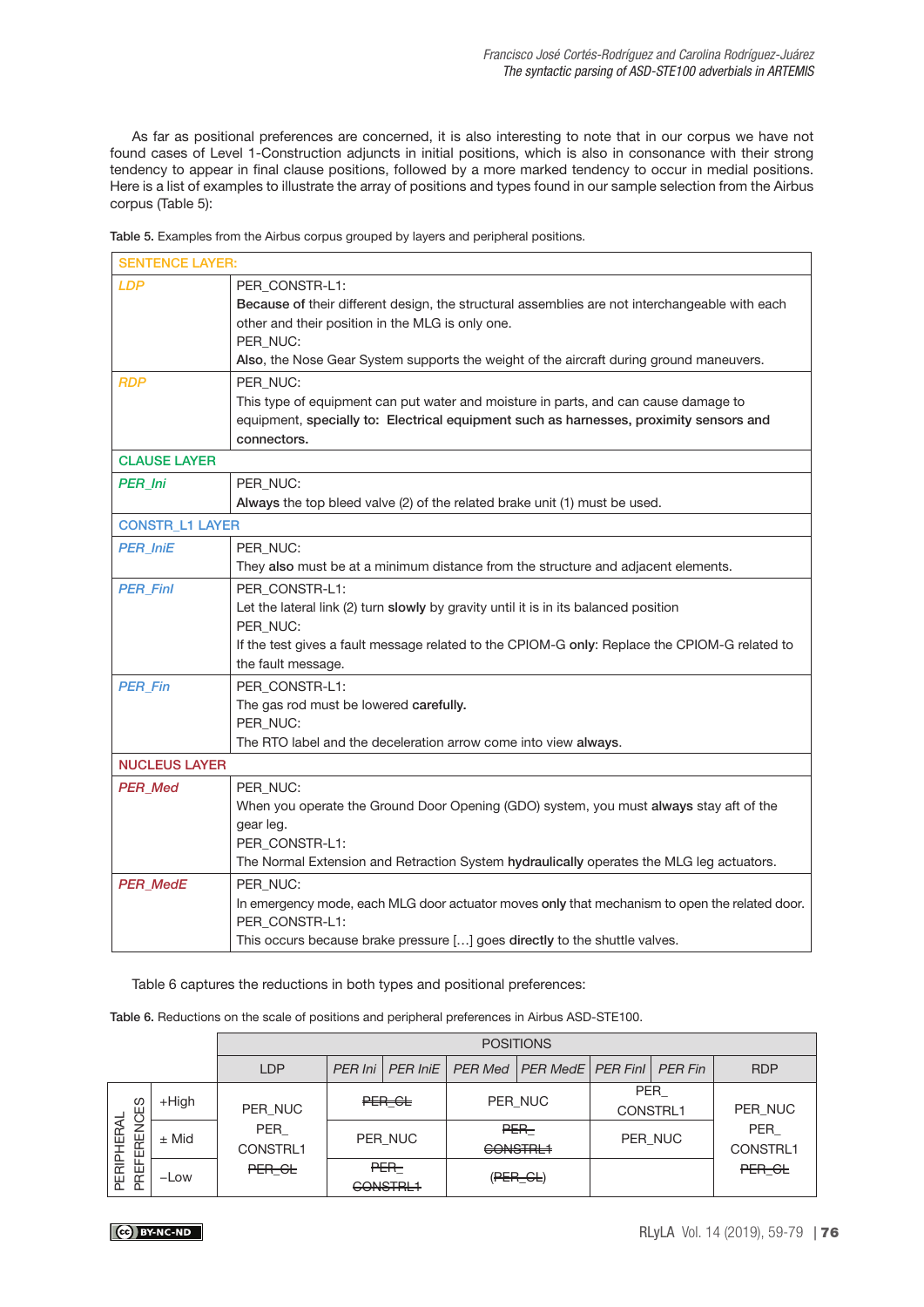As far as positional preferences are concerned, it is also interesting to note that in our corpus we have not found cases of Level 1-Construction adjuncts in initial positions, which is also in consonance with their strong tendency to appear in final clause positions, followed by a more marked tendency to occur in medial positions. Here is a list of examples to illustrate the array of positions and types found in our sample selection from the Airbus corpus (Table 5):

Table 5. Examples from the Airbus corpus grouped by layers and peripheral positions.

| SENTENCE LAYER: | |
|---|---|
| *LDP* | PER_CONSTR-L1:<br>**Because of** their different design, the structural assemblies are not interchangeable with each other and their position in the MLG is only one.<br>PER_NUC:<br>**Also**, the Nose Gear System supports the weight of the aircraft during ground maneuvers. |
| *RDP* | PER_NUC:<br>This type of equipment can put water and moisture in parts, and can cause damage to equipment, **specially to: Electrical equipment such as harnesses, proximity sensors and connectors.** |
| CLAUSE LAYER | |
| *PER_Ini* | PER_NUC:<br>**Always** the top bleed valve (2) of the related brake unit (1) must be used. |
| CONSTR_L1 LAYER | |
| *PER_IniE* | PER_NUC:<br>They **also** must be at a minimum distance from the structure and adjacent elements. |
| *PER_FinI* | PER_CONSTR-L1:<br>Let the lateral link (2) turn **slowly** by gravity until it is in its balanced position<br>PER_NUC:<br>If the test gives a fault message related to the CPIOM-G **only**: Replace the CPIOM-G related to the fault message. |
| *PER_Fin* | PER_CONSTR-L1:<br>The gas rod must be lowered **carefully.**<br>PER_NUC:<br>The RTO label and the deceleration arrow come into view **always**. |
| NUCLEUS LAYER | |
| *PER_Med* | PER_NUC:<br>When you operate the Ground Door Opening (GDO) system, you must **always** stay aft of the gear leg.<br>PER_CONSTR-L1:<br>The Normal Extension and Retraction System **hydraulically** operates the MLG leg actuators. |
| *PER_MedE* | PER_NUC:<br>In emergency mode, each MLG door actuator moves **only** that mechanism to open the related door.<br>PER_CONSTR-L1:<br>This occurs because brake pressure […] goes **directly** to the shuttle valves. |

Table 6 captures the reductions in both types and positional preferences:

Table 6. Reductions on the scale of positions and peripheral preferences in Airbus ASD-STE100.

| | | POSITIONS | | | | | | | |
|---|---|---|---|---|---|---|---|---|---|
| | | LDP | *PER Ini* | *PER IniE* | *PER Med* | *PER MedE* | *PER FinI* | *PER Fin* | RDP |
| PERIPHERAL PREFERENCES | +High | PER_NUC<br>PER_CONSTRL1<br>~~PER_CL~~ | ~~PER_CL~~ | | PER_NUC | | PER_CONSTRL1 | | PER_NUC<br>PER_CONSTRL1<br>~~PER_CL~~ |
| | ± Mid | | PER_NUC | | ~~PER_CONSTRL1~~ | | PER_NUC | | |
| | –Low | | ~~PER_CONSTRL1~~ | | (~~PER_CL~~) | | | | |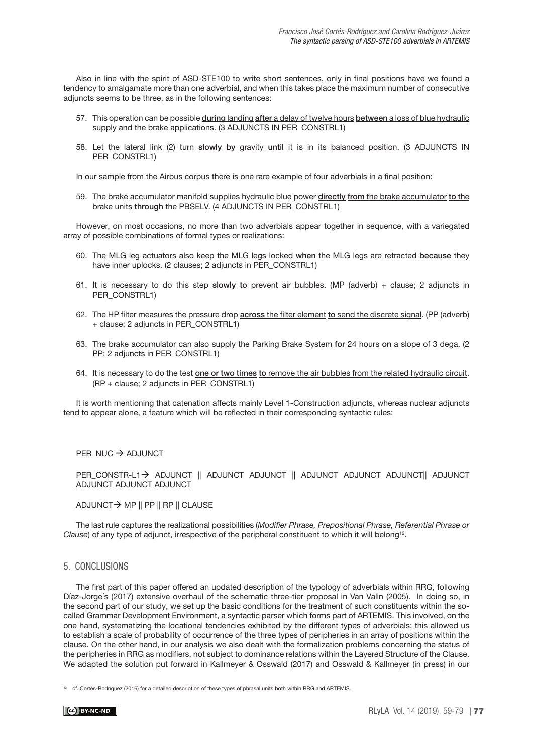Also in line with the spirit of ASD-STE100 to write short sentences, only in final positions have we found a tendency to amalgamate more than one adverbial, and when this takes place the maximum number of consecutive adjuncts seems to be three, as in the following sentences:

57. This operation can be possible **during** landing **after** a delay of twelve hours **between** a loss of blue hydraulic supply and the brake applications. (3 ADJUNCTS IN PER_CONSTRL1)

58. Let the lateral link (2) turn **slowly** **by** gravity **until** it is in its balanced position. (3 ADJUNCTS IN PER_CONSTRL1)

In our sample from the Airbus corpus there is one rare example of four adverbials in a final position:

59. The brake accumulator manifold supplies hydraulic blue power **directly** **from** the brake accumulator **to** the brake units **through** the PBSELV. (4 ADJUNCTS IN PER_CONSTRL1)

However, on most occasions, no more than two adverbials appear together in sequence, with a variegated array of possible combinations of formal types or realizations:

60. The MLG leg actuators also keep the MLG legs locked **when** the MLG legs are retracted **because** they have inner uplocks. (2 clauses; 2 adjuncts in PER_CONSTRL1)

61. It is necessary to do this step **slowly** **to** prevent air bubbles. (MP (adverb) + clause; 2 adjuncts in PER_CONSTRL1)

62. The HP filter measures the pressure drop **across** the filter element **to** send the discrete signal. (PP (adverb) + clause; 2 adjuncts in PER_CONSTRL1)

63. The brake accumulator can also supply the Parking Brake System **for** 24 hours **on** a slope of 3 dega. (2 PP; 2 adjuncts in PER_CONSTRL1)

64. It is necessary to do the test **one or two times** **to** remove the air bubbles from the related hydraulic circuit. (RP + clause; 2 adjuncts in PER_CONSTRL1)

It is worth mentioning that catenation affects mainly Level 1-Construction adjuncts, whereas nuclear adjuncts tend to appear alone, a feature which will be reflected in their corresponding syntactic rules:

PER_NUC → ADJUNCT

PER_CONSTR-L1→ ADJUNCT || ADJUNCT ADJUNCT || ADJUNCT ADJUNCT ADJUNCT|| ADJUNCT ADJUNCT ADJUNCT ADJUNCT

ADJUNCT→ MP || PP || RP || CLAUSE

The last rule captures the realizational possibilities (*Modifier Phrase, Prepositional Phrase, Referential Phrase or Clause*) of any type of adjunct, irrespective of the peripheral constituent to which it will belong[12].

## 5. CONCLUSIONS

The first part of this paper offered an updated description of the typology of adverbials within RRG, following Díaz-Jorge´s (2017) extensive overhaul of the schematic three-tier proposal in Van Valin (2005). In doing so, in the second part of our study, we set up the basic conditions for the treatment of such constituents within the so-called Grammar Development Environment, a syntactic parser which forms part of ARTEMIS. This involved, on the one hand, systematizing the locational tendencies exhibited by the different types of adverbials; this allowed us to establish a scale of probability of occurrence of the three types of peripheries in an array of positions within the clause. On the other hand, in our analysis we also dealt with the formalization problems concerning the status of the peripheries in RRG as modifiers, not subject to dominance relations within the Layered Structure of the Clause. We adapted the solution put forward in Kallmeyer & Osswald (2017) and Osswald & Kallmeyer (in press) in our

[12] cf. Cortés-Rodríguez (2016) for a detailed description of these types of phrasal units both within RRG and ARTEMIS.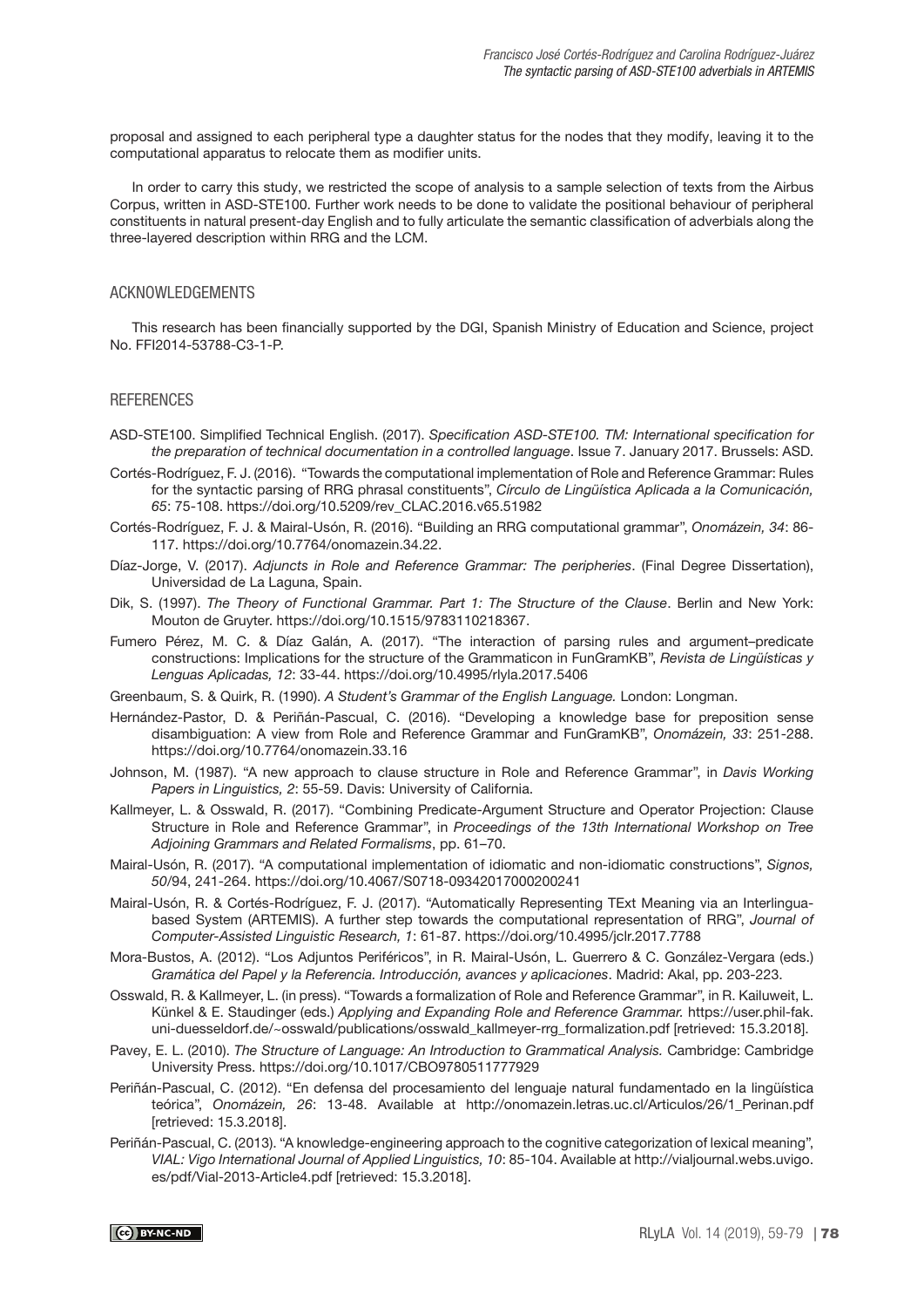proposal and assigned to each peripheral type a daughter status for the nodes that they modify, leaving it to the computational apparatus to relocate them as modifier units.

In order to carry this study, we restricted the scope of analysis to a sample selection of texts from the Airbus Corpus, written in ASD-STE100. Further work needs to be done to validate the positional behaviour of peripheral constituents in natural present-day English and to fully articulate the semantic classification of adverbials along the three-layered description within RRG and the LCM.

## ACKNOWLEDGEMENTS

This research has been financially supported by the DGI, Spanish Ministry of Education and Science, project No. FFI2014-53788-C3-1-P.

## REFERENCES

ASD-STE100. Simplified Technical English. (2017). *Specification ASD-STE100. TM: International specification for the preparation of technical documentation in a controlled language*. Issue 7. January 2017. Brussels: ASD.

Cortés-Rodríguez, F. J. (2016). "Towards the computational implementation of Role and Reference Grammar: Rules for the syntactic parsing of RRG phrasal constituents", *Círculo de Lingüística Aplicada a la Comunicación, 65*: 75-108. https://doi.org/10.5209/rev_CLAC.2016.v65.51982

Cortés-Rodríguez, F. J. & Mairal-Usón, R. (2016). "Building an RRG computational grammar", *Onomázein, 34*: 86-117. https://doi.org/10.7764/onomazein.34.22.

Díaz-Jorge, V. (2017). *Adjuncts in Role and Reference Grammar: The peripheries*. (Final Degree Dissertation), Universidad de La Laguna, Spain.

Dik, S. (1997). *The Theory of Functional Grammar. Part 1: The Structure of the Clause*. Berlin and New York: Mouton de Gruyter. https://doi.org/10.1515/9783110218367.

Fumero Pérez, M. C. & Díaz Galán, A. (2017). "The interaction of parsing rules and argument–predicate constructions: Implications for the structure of the Grammaticon in FunGramKB", *Revista de Lingüísticas y Lenguas Aplicadas, 12*: 33-44. https://doi.org/10.4995/rlyla.2017.5406

Greenbaum, S. & Quirk, R. (1990). *A Student's Grammar of the English Language.* London: Longman.

Hernández-Pastor, D. & Periñán-Pascual, C. (2016). "Developing a knowledge base for preposition sense disambiguation: A view from Role and Reference Grammar and FunGramKB", *Onomázein, 33*: 251-288. https://doi.org/10.7764/onomazein.33.16

Johnson, M. (1987). "A new approach to clause structure in Role and Reference Grammar", in *Davis Working Papers in Linguistics, 2*: 55-59. Davis: University of California.

Kallmeyer, L. & Osswald, R. (2017). "Combining Predicate-Argument Structure and Operator Projection: Clause Structure in Role and Reference Grammar", in *Proceedings of the 13th International Workshop on Tree Adjoining Grammars and Related Formalisms*, pp. 61–70.

Mairal-Usón, R. (2017). "A computational implementation of idiomatic and non-idiomatic constructions", *Signos, 50*/94, 241-264. https://doi.org/10.4067/S0718-09342017000200241

Mairal-Usón, R. & Cortés-Rodríguez, F. J. (2017). "Automatically Representing TExt Meaning via an Interlingua-based System (ARTEMIS). A further step towards the computational representation of RRG", *Journal of Computer-Assisted Linguistic Research, 1*: 61-87. https://doi.org/10.4995/jclr.2017.7788

Mora-Bustos, A. (2012). "Los Adjuntos Periféricos", in R. Mairal-Usón, L. Guerrero & C. González-Vergara (eds.) *Gramática del Papel y la Referencia. Introducción, avances y aplicaciones*. Madrid: Akal, pp. 203-223.

Osswald, R. & Kallmeyer, L. (in press). "Towards a formalization of Role and Reference Grammar", in R. Kailuweit, L. Künkel & E. Staudinger (eds.) *Applying and Expanding Role and Reference Grammar.* https://user.phil-fak.uni-duesseldorf.de/~osswald/publications/osswald_kallmeyer-rrg_formalization.pdf [retrieved: 15.3.2018].

Pavey, E. L. (2010). *The Structure of Language: An Introduction to Grammatical Analysis.* Cambridge: Cambridge University Press. https://doi.org/10.1017/CBO9780511777929

Periñán-Pascual, C. (2012). "En defensa del procesamiento del lenguaje natural fundamentado en la lingüística teórica", *Onomázein, 26*: 13-48. Available at http://onomazein.letras.uc.cl/Articulos/26/1_Perinan.pdf [retrieved: 15.3.2018].

Periñán-Pascual, C. (2013). "A knowledge-engineering approach to the cognitive categorization of lexical meaning", *VIAL: Vigo International Journal of Applied Linguistics, 10*: 85-104. Available at http://vialjournal.webs.uvigo.es/pdf/Vial-2013-Article4.pdf [retrieved: 15.3.2018].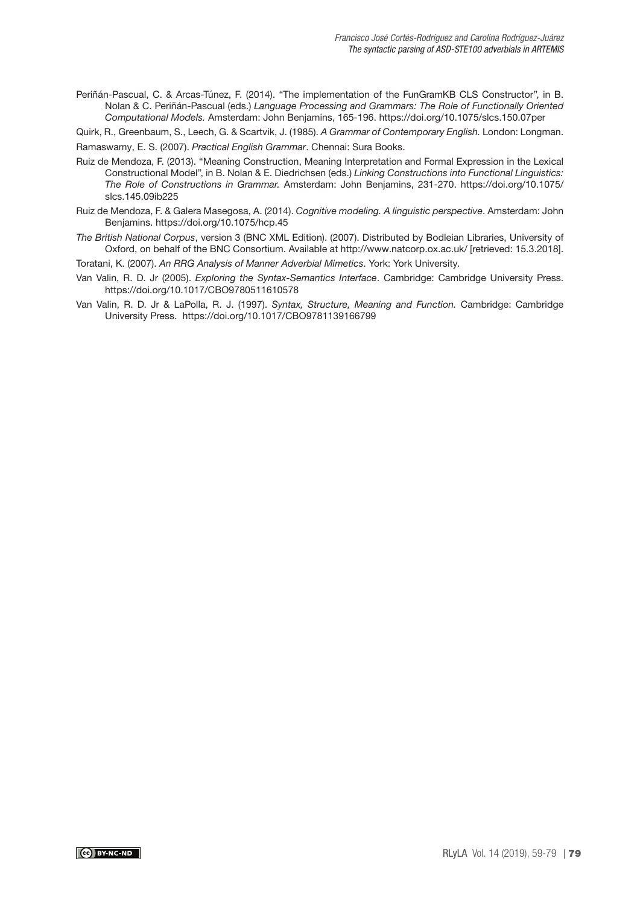Periñán-Pascual, C. & Arcas-Túnez, F. (2014). "The implementation of the FunGramKB CLS Constructor", in B. Nolan & C. Periñán-Pascual (eds.) *Language Processing and Grammars: The Role of Functionally Oriented Computational Models.* Amsterdam: John Benjamins, 165-196. https://doi.org/10.1075/slcs.150.07per

Quirk, R., Greenbaum, S., Leech, G. & Scartvik, J. (1985). *A Grammar of Contemporary English.* London: Longman.

Ramaswamy, E. S. (2007). *Practical English Grammar*. Chennai: Sura Books.

Ruiz de Mendoza, F. (2013). "Meaning Construction, Meaning Interpretation and Formal Expression in the Lexical Constructional Model", in B. Nolan & E. Diedrichsen (eds.) *Linking Constructions into Functional Linguistics: The Role of Constructions in Grammar.* Amsterdam: John Benjamins, 231-270. https://doi.org/10.1075/slcs.145.09ib225

Ruiz de Mendoza, F. & Galera Masegosa, A. (2014). *Cognitive modeling. A linguistic perspective*. Amsterdam: John Benjamins. https://doi.org/10.1075/hcp.45

*The British National Corpus*, version 3 (BNC XML Edition). (2007). Distributed by Bodleian Libraries, University of Oxford, on behalf of the BNC Consortium. Available at http://www.natcorp.ox.ac.uk/ [retrieved: 15.3.2018].

Toratani, K. (2007). *An RRG Analysis of Manner Adverbial Mimetics*. York: York University.

Van Valin, R. D. Jr (2005). *Exploring the Syntax-Semantics Interface*. Cambridge: Cambridge University Press. https://doi.org/10.1017/CBO9780511610578

Van Valin, R. D. Jr & LaPolla, R. J. (1997). *Syntax, Structure, Meaning and Function.* Cambridge: Cambridge University Press. https://doi.org/10.1017/CBO9781139166799